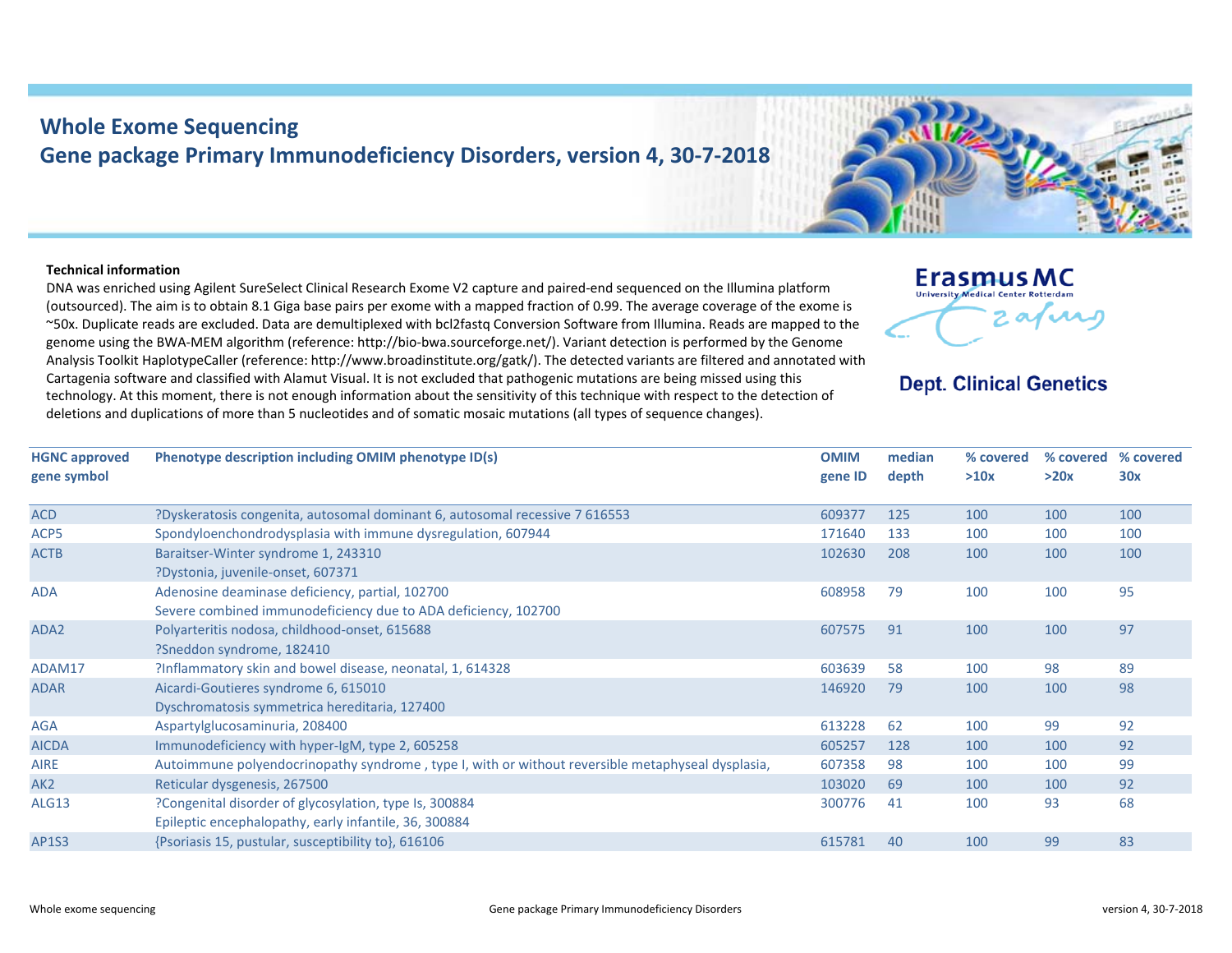# Whole Exome Sequencing

## Gene package Primary Immunodeficiency Disorders, version 4, 30-7-2018

Erasmus MC
University Medical Center Rotterdam

**Dept. Clinical Genetics**

**Technical information**

DNA was enriched using Agilent SureSelect Clinical Research Exome V2 capture and paired-end sequenced on the Illumina platform (outsourced). The aim is to obtain 8.1 Giga base pairs per exome with a mapped fraction of 0.99. The average coverage of the exome is ~50x. Duplicate reads are excluded. Data are demultiplexed with bcl2fastq Conversion Software from Illumina. Reads are mapped to the genome using the BWA-MEM algorithm (reference: http://bio-bwa.sourceforge.net/). Variant detection is performed by the Genome Analysis Toolkit HaplotypeCaller (reference: http://www.broadinstitute.org/gatk/). The detected variants are filtered and annotated with Cartagenia software and classified with Alamut Visual. It is not excluded that pathogenic mutations are being missed using this technology. At this moment, there is not enough information about the sensitivity of this technique with respect to the detection of deletions and duplications of more than 5 nucleotides and of somatic mosaic mutations (all types of sequence changes).

| HGNC approved gene symbol | Phenotype description including OMIM phenotype ID(s) | OMIM gene ID | median depth | % covered >10x | % covered >20x | % covered 30x |
|---|---|---|---|---|---|---|
| ACD | ?Dyskeratosis congenita, autosomal dominant 6, autosomal recessive 7 616553 | 609377 | 125 | 100 | 100 | 100 |
| ACP5 | Spondyloenchondrodysplasia with immune dysregulation, 607944 | 171640 | 133 | 100 | 100 | 100 |
| ACTB | Baraitser-Winter syndrome 1, 243310<br>?Dystonia, juvenile-onset, 607371 | 102630 | 208 | 100 | 100 | 100 |
| ADA | Adenosine deaminase deficiency, partial, 102700<br>Severe combined immunodeficiency due to ADA deficiency, 102700 | 608958 | 79 | 100 | 100 | 95 |
| ADA2 | Polyarteritis nodosa, childhood-onset, 615688<br>?Sneddon syndrome, 182410 | 607575 | 91 | 100 | 100 | 97 |
| ADAM17 | ?Inflammatory skin and bowel disease, neonatal, 1, 614328 | 603639 | 58 | 100 | 98 | 89 |
| ADAR | Aicardi-Goutieres syndrome 6, 615010<br>Dyschromatosis symmetrica hereditaria, 127400 | 146920 | 79 | 100 | 100 | 98 |
| AGA | Aspartylglucosaminuria, 208400 | 613228 | 62 | 100 | 99 | 92 |
| AICDA | Immunodeficiency with hyper-IgM, type 2, 605258 | 605257 | 128 | 100 | 100 | 92 |
| AIRE | Autoimmune polyendocrinopathy syndrome , type I, with or without reversible metaphyseal dysplasia, | 607358 | 98 | 100 | 100 | 99 |
| AK2 | Reticular dysgenesis, 267500 | 103020 | 69 | 100 | 100 | 92 |
| ALG13 | ?Congenital disorder of glycosylation, type Is, 300884<br>Epileptic encephalopathy, early infantile, 36, 300884 | 300776 | 41 | 100 | 93 | 68 |
| AP1S3 | {Psoriasis 15, pustular, susceptibility to}, 616106 | 615781 | 40 | 100 | 99 | 83 |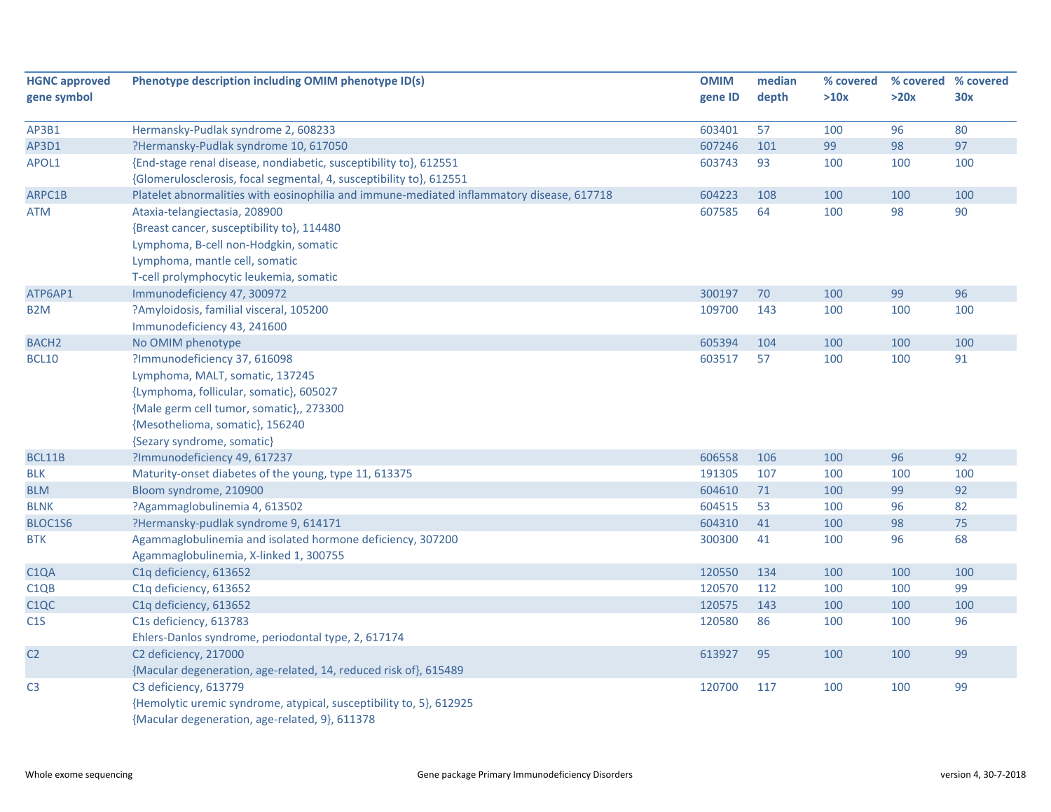| HGNC approved gene symbol | Phenotype description including OMIM phenotype ID(s) | OMIM gene ID | median depth | % covered >10x | % covered >20x | % covered 30x |
|---|---|---|---|---|---|---|
| AP3B1 | Hermansky-Pudlak syndrome 2, 608233 | 603401 | 57 | 100 | 96 | 80 |
| AP3D1 | ?Hermansky-Pudlak syndrome 10, 617050 | 607246 | 101 | 99 | 98 | 97 |
| APOL1 | {End-stage renal disease, nondiabetic, susceptibility to}, 612551<br>{Glomerulosclerosis, focal segmental, 4, susceptibility to}, 612551 | 603743 | 93 | 100 | 100 | 100 |
| ARPC1B | Platelet abnormalities with eosinophilia and immune-mediated inflammatory disease, 617718 | 604223 | 108 | 100 | 100 | 100 |
| ATM | Ataxia-telangiectasia, 208900<br>{Breast cancer, susceptibility to}, 114480<br>Lymphoma, B-cell non-Hodgkin, somatic<br>Lymphoma, mantle cell, somatic<br>T-cell prolymphocytic leukemia, somatic | 607585 | 64 | 100 | 98 | 90 |
| ATP6AP1 | Immunodeficiency 47, 300972 | 300197 | 70 | 100 | 99 | 96 |
| B2M | ?Amyloidosis, familial visceral, 105200<br>Immunodeficiency 43, 241600 | 109700 | 143 | 100 | 100 | 100 |
| BACH2 | No OMIM phenotype | 605394 | 104 | 100 | 100 | 100 |
| BCL10 | ?Immunodeficiency 37, 616098<br>Lymphoma, MALT, somatic, 137245<br>{Lymphoma, follicular, somatic}, 605027<br>{Male germ cell tumor, somatic},, 273300<br>{Mesothelioma, somatic}, 156240<br>{Sezary syndrome, somatic} | 603517 | 57 | 100 | 100 | 91 |
| BCL11B | ?Immunodeficiency 49, 617237 | 606558 | 106 | 100 | 96 | 92 |
| BLK | Maturity-onset diabetes of the young, type 11, 613375 | 191305 | 107 | 100 | 100 | 100 |
| BLM | Bloom syndrome, 210900 | 604610 | 71 | 100 | 99 | 92 |
| BLNK | ?Agammaglobulinemia 4, 613502 | 604515 | 53 | 100 | 96 | 82 |
| BLOC1S6 | ?Hermansky-pudlak syndrome 9, 614171 | 604310 | 41 | 100 | 98 | 75 |
| BTK | Agammaglobulinemia and isolated hormone deficiency, 307200<br>Agammaglobulinemia, X-linked 1, 300755 | 300300 | 41 | 100 | 96 | 68 |
| C1QA | C1q deficiency, 613652 | 120550 | 134 | 100 | 100 | 100 |
| C1QB | C1q deficiency, 613652 | 120570 | 112 | 100 | 100 | 99 |
| C1QC | C1q deficiency, 613652 | 120575 | 143 | 100 | 100 | 100 |
| C1S | C1s deficiency, 613783<br>Ehlers-Danlos syndrome, periodontal type, 2, 617174 | 120580 | 86 | 100 | 100 | 96 |
| C2 | C2 deficiency, 217000<br>{Macular degeneration, age-related, 14, reduced risk of}, 615489 | 613927 | 95 | 100 | 100 | 99 |
| C3 | C3 deficiency, 613779<br>{Hemolytic uremic syndrome, atypical, susceptibility to, 5}, 612925<br>{Macular degeneration, age-related, 9}, 611378 | 120700 | 117 | 100 | 100 | 99 |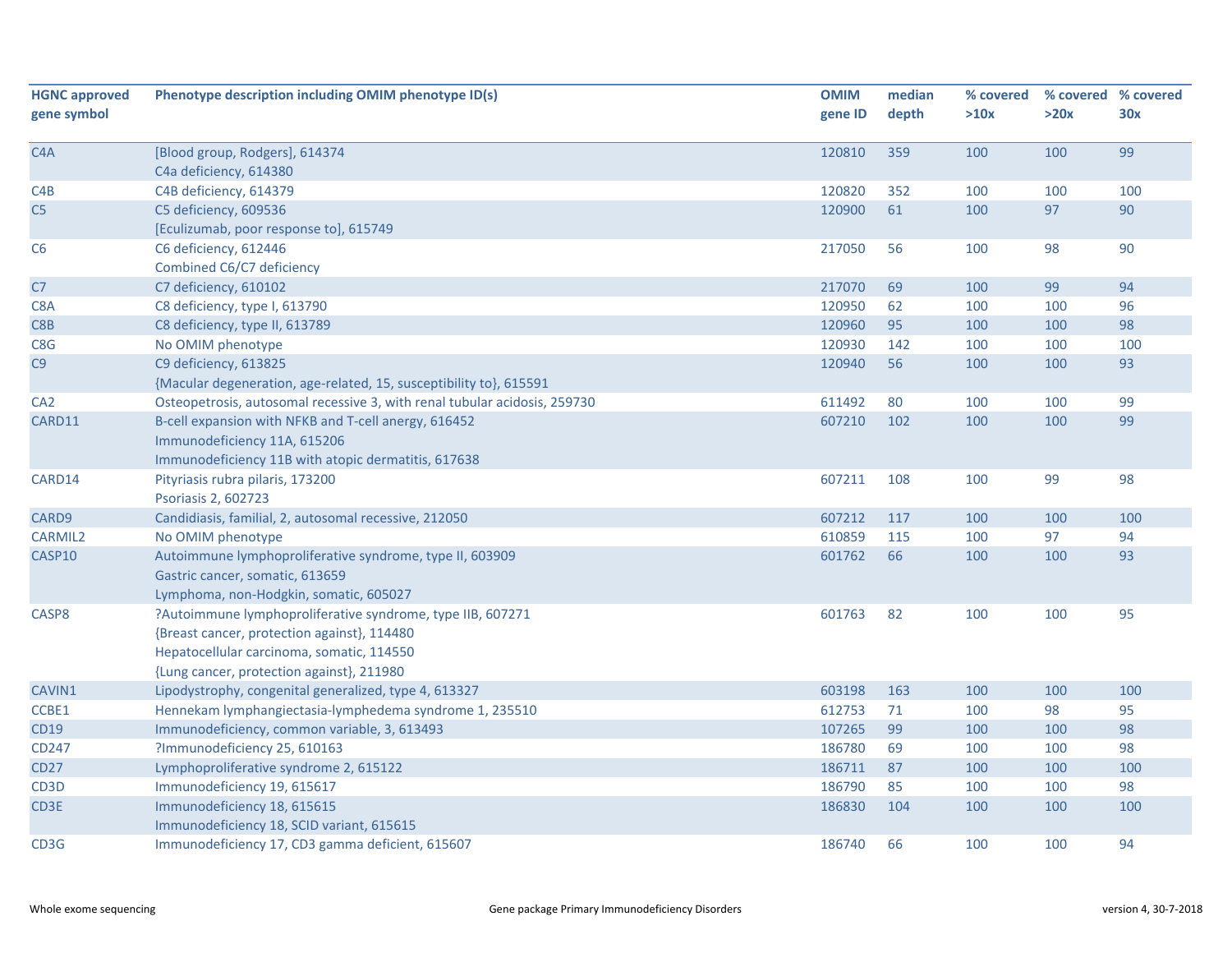| HGNC approved gene symbol | Phenotype description including OMIM phenotype ID(s) | OMIM gene ID | median depth | % covered >10x | % covered >20x | % covered 30x |
|---|---|---|---|---|---|---|
| C4A | [Blood group, Rodgers], 614374<br>C4a deficiency, 614380 | 120810 | 359 | 100 | 100 | 99 |
| C4B | C4B deficiency, 614379 | 120820 | 352 | 100 | 100 | 100 |
| C5 | C5 deficiency, 609536<br>[Eculizumab, poor response to], 615749 | 120900 | 61 | 100 | 97 | 90 |
| C6 | C6 deficiency, 612446<br>Combined C6/C7 deficiency | 217050 | 56 | 100 | 98 | 90 |
| C7 | C7 deficiency, 610102 | 217070 | 69 | 100 | 99 | 94 |
| C8A | C8 deficiency, type I, 613790 | 120950 | 62 | 100 | 100 | 96 |
| C8B | C8 deficiency, type II, 613789 | 120960 | 95 | 100 | 100 | 98 |
| C8G | No OMIM phenotype | 120930 | 142 | 100 | 100 | 100 |
| C9 | C9 deficiency, 613825<br>{Macular degeneration, age-related, 15, susceptibility to}, 615591 | 120940 | 56 | 100 | 100 | 93 |
| CA2 | Osteopetrosis, autosomal recessive 3, with renal tubular acidosis, 259730 | 611492 | 80 | 100 | 100 | 99 |
| CARD11 | B-cell expansion with NFKB and T-cell anergy, 616452<br>Immunodeficiency 11A, 615206<br>Immunodeficiency 11B with atopic dermatitis, 617638 | 607210 | 102 | 100 | 100 | 99 |
| CARD14 | Pityriasis rubra pilaris, 173200<br>Psoriasis 2, 602723 | 607211 | 108 | 100 | 99 | 98 |
| CARD9 | Candidiasis, familial, 2, autosomal recessive, 212050 | 607212 | 117 | 100 | 100 | 100 |
| CARMIL2 | No OMIM phenotype | 610859 | 115 | 100 | 97 | 94 |
| CASP10 | Autoimmune lymphoproliferative syndrome, type II, 603909<br>Gastric cancer, somatic, 613659<br>Lymphoma, non-Hodgkin, somatic, 605027 | 601762 | 66 | 100 | 100 | 93 |
| CASP8 | ?Autoimmune lymphoproliferative syndrome, type IIB, 607271<br>{Breast cancer, protection against}, 114480<br>Hepatocellular carcinoma, somatic, 114550<br>{Lung cancer, protection against}, 211980 | 601763 | 82 | 100 | 100 | 95 |
| CAVIN1 | Lipodystrophy, congenital generalized, type 4, 613327 | 603198 | 163 | 100 | 100 | 100 |
| CCBE1 | Hennekam lymphangiectasia-lymphedema syndrome 1, 235510 | 612753 | 71 | 100 | 98 | 95 |
| CD19 | Immunodeficiency, common variable, 3, 613493 | 107265 | 99 | 100 | 100 | 98 |
| CD247 | ?Immunodeficiency 25, 610163 | 186780 | 69 | 100 | 100 | 98 |
| CD27 | Lymphoproliferative syndrome 2, 615122 | 186711 | 87 | 100 | 100 | 100 |
| CD3D | Immunodeficiency 19, 615617 | 186790 | 85 | 100 | 100 | 98 |
| CD3E | Immunodeficiency 18, 615615<br>Immunodeficiency 18, SCID variant, 615615 | 186830 | 104 | 100 | 100 | 100 |
| CD3G | Immunodeficiency 17, CD3 gamma deficient, 615607 | 186740 | 66 | 100 | 100 | 94 |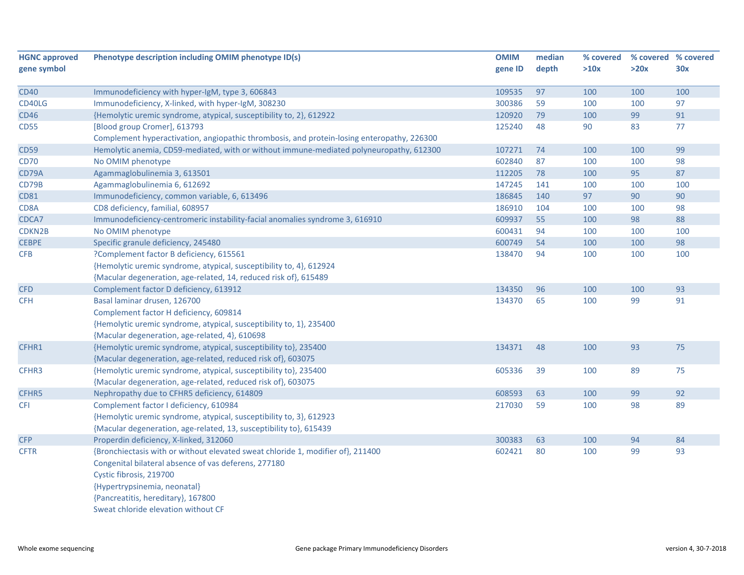| HGNC approved gene symbol | Phenotype description including OMIM phenotype ID(s) | OMIM gene ID | median depth | % covered >10x | % covered >20x | % covered 30x |
|---|---|---|---|---|---|---|
| CD40 | Immunodeficiency with hyper-IgM, type 3, 606843 | 109535 | 97 | 100 | 100 | 100 |
| CD40LG | Immunodeficiency, X-linked, with hyper-IgM, 308230 | 300386 | 59 | 100 | 100 | 97 |
| CD46 | {Hemolytic uremic syndrome, atypical, susceptibility to, 2}, 612922 | 120920 | 79 | 100 | 99 | 91 |
| CD55 | [Blood group Cromer], 613793<br>Complement hyperactivation, angiopathic thrombosis, and protein-losing enteropathy, 226300 | 125240 | 48 | 90 | 83 | 77 |
| CD59 | Hemolytic anemia, CD59-mediated, with or without immune-mediated polyneuropathy, 612300 | 107271 | 74 | 100 | 100 | 99 |
| CD70 | No OMIM phenotype | 602840 | 87 | 100 | 100 | 98 |
| CD79A | Agammaglobulinemia 3, 613501 | 112205 | 78 | 100 | 95 | 87 |
| CD79B | Agammaglobulinemia 6, 612692 | 147245 | 141 | 100 | 100 | 100 |
| CD81 | Immunodeficiency, common variable, 6, 613496 | 186845 | 140 | 97 | 90 | 90 |
| CD8A | CD8 deficiency, familial, 608957 | 186910 | 104 | 100 | 100 | 98 |
| CDCA7 | Immunodeficiency-centromeric instability-facial anomalies syndrome 3, 616910 | 609937 | 55 | 100 | 98 | 88 |
| CDKN2B | No OMIM phenotype | 600431 | 94 | 100 | 100 | 100 |
| CEBPE | Specific granule deficiency, 245480 | 600749 | 54 | 100 | 100 | 98 |
| CFB | ?Complement factor B deficiency, 615561<br>{Hemolytic uremic syndrome, atypical, susceptibility to, 4}, 612924<br>{Macular degeneration, age-related, 14, reduced risk of}, 615489 | 138470 | 94 | 100 | 100 | 100 |
| CFD | Complement factor D deficiency, 613912 | 134350 | 96 | 100 | 100 | 93 |
| CFH | Basal laminar drusen, 126700<br>Complement factor H deficiency, 609814<br>{Hemolytic uremic syndrome, atypical, susceptibility to, 1}, 235400<br>{Macular degeneration, age-related, 4}, 610698 | 134370 | 65 | 100 | 99 | 91 |
| CFHR1 | {Hemolytic uremic syndrome, atypical, susceptibility to}, 235400<br>{Macular degeneration, age-related, reduced risk of}, 603075 | 134371 | 48 | 100 | 93 | 75 |
| CFHR3 | {Hemolytic uremic syndrome, atypical, susceptibility to}, 235400<br>{Macular degeneration, age-related, reduced risk of}, 603075 | 605336 | 39 | 100 | 89 | 75 |
| CFHR5 | Nephropathy due to CFHR5 deficiency, 614809 | 608593 | 63 | 100 | 99 | 92 |
| CFI | Complement factor I deficiency, 610984<br>{Hemolytic uremic syndrome, atypical, susceptibility to, 3}, 612923<br>{Macular degeneration, age-related, 13, susceptibility to}, 615439 | 217030 | 59 | 100 | 98 | 89 |
| CFP | Properdin deficiency, X-linked, 312060 | 300383 | 63 | 100 | 94 | 84 |
| CFTR | {Bronchiectasis with or without elevated sweat chloride 1, modifier of}, 211400<br>Congenital bilateral absence of vas deferens, 277180<br>Cystic fibrosis, 219700<br>{Hypertrypsinemia, neonatal}<br>{Pancreatitis, hereditary}, 167800<br>Sweat chloride elevation without CF | 602421 | 80 | 100 | 99 | 93 |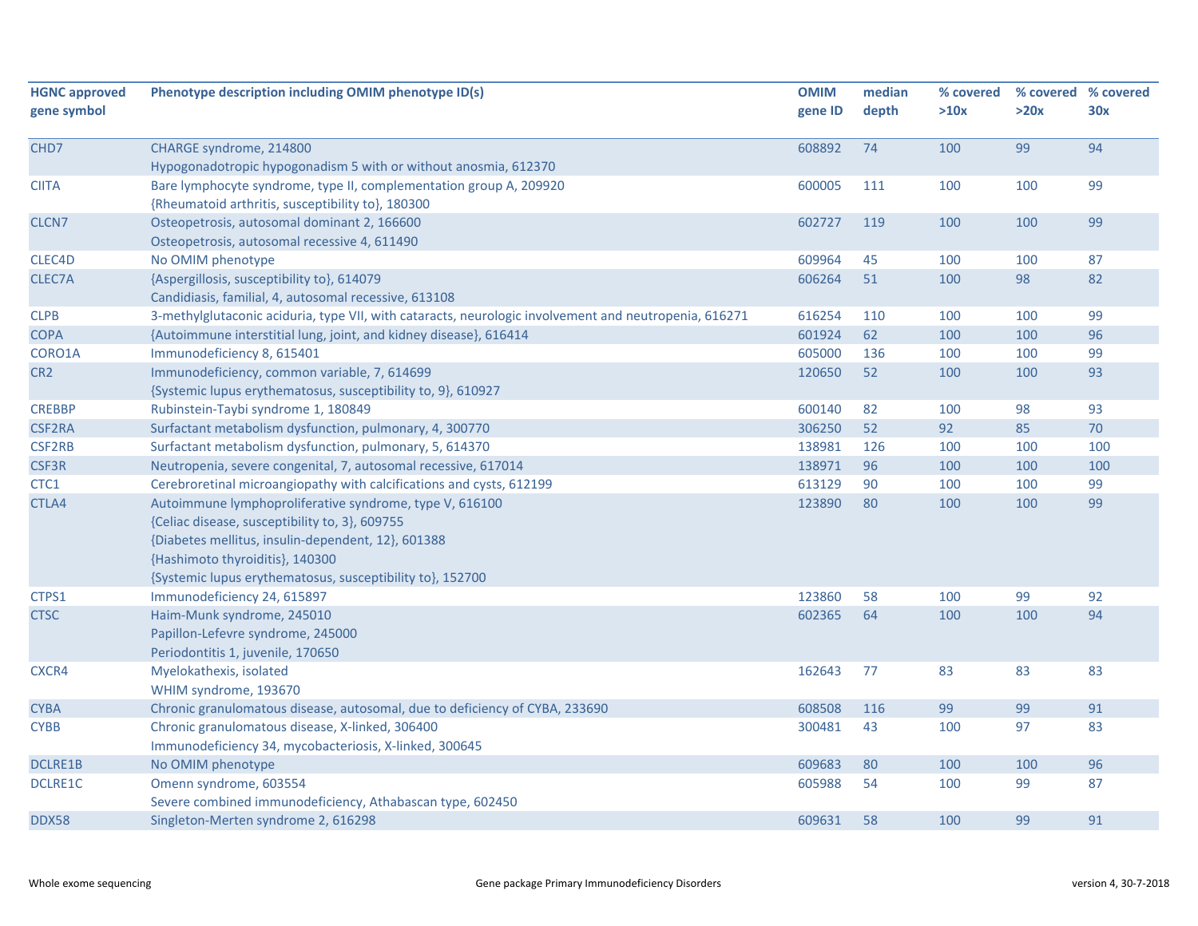| HGNC approved gene symbol | Phenotype description including OMIM phenotype ID(s) | OMIM gene ID | median depth | % covered >10x | % covered >20x | % covered 30x |
|---|---|---|---|---|---|---|
| CHD7 | CHARGE syndrome, 214800<br>Hypogonadotropic hypogonadism 5 with or without anosmia, 612370 | 608892 | 74 | 100 | 99 | 94 |
| CIITA | Bare lymphocyte syndrome, type II, complementation group A, 209920<br>{Rheumatoid arthritis, susceptibility to}, 180300 | 600005 | 111 | 100 | 100 | 99 |
| CLCN7 | Osteopetrosis, autosomal dominant 2, 166600<br>Osteopetrosis, autosomal recessive 4, 611490 | 602727 | 119 | 100 | 100 | 99 |
| CLEC4D | No OMIM phenotype | 609964 | 45 | 100 | 100 | 87 |
| CLEC7A | {Aspergillosis, susceptibility to}, 614079<br>Candidiasis, familial, 4, autosomal recessive, 613108 | 606264 | 51 | 100 | 98 | 82 |
| CLPB | 3-methylglutaconic aciduria, type VII, with cataracts, neurologic involvement and neutropenia, 616271 | 616254 | 110 | 100 | 100 | 99 |
| COPA | {Autoimmune interstitial lung, joint, and kidney disease}, 616414 | 601924 | 62 | 100 | 100 | 96 |
| CORO1A | Immunodeficiency 8, 615401 | 605000 | 136 | 100 | 100 | 99 |
| CR2 | Immunodeficiency, common variable, 7, 614699<br>{Systemic lupus erythematosus, susceptibility to, 9}, 610927 | 120650 | 52 | 100 | 100 | 93 |
| CREBBP | Rubinstein-Taybi syndrome 1, 180849 | 600140 | 82 | 100 | 98 | 93 |
| CSF2RA | Surfactant metabolism dysfunction, pulmonary, 4, 300770 | 306250 | 52 | 92 | 85 | 70 |
| CSF2RB | Surfactant metabolism dysfunction, pulmonary, 5, 614370 | 138981 | 126 | 100 | 100 | 100 |
| CSF3R | Neutropenia, severe congenital, 7, autosomal recessive, 617014 | 138971 | 96 | 100 | 100 | 100 |
| CTC1 | Cerebroretinal microangiopathy with calcifications and cysts, 612199 | 613129 | 90 | 100 | 100 | 99 |
| CTLA4 | Autoimmune lymphoproliferative syndrome, type V, 616100<br>{Celiac disease, susceptibility to, 3}, 609755<br>{Diabetes mellitus, insulin-dependent, 12}, 601388<br>{Hashimoto thyroiditis}, 140300<br>{Systemic lupus erythematosus, susceptibility to}, 152700 | 123890 | 80 | 100 | 100 | 99 |
| CTPS1 | Immunodeficiency 24, 615897 | 123860 | 58 | 100 | 99 | 92 |
| CTSC | Haim-Munk syndrome, 245010<br>Papillon-Lefevre syndrome, 245000<br>Periodontitis 1, juvenile, 170650 | 602365 | 64 | 100 | 100 | 94 |
| CXCR4 | Myelokathexis, isolated<br>WHIM syndrome, 193670 | 162643 | 77 | 83 | 83 | 83 |
| CYBA | Chronic granulomatous disease, autosomal, due to deficiency of CYBA, 233690 | 608508 | 116 | 99 | 99 | 91 |
| CYBB | Chronic granulomatous disease, X-linked, 306400<br>Immunodeficiency 34, mycobacteriosis, X-linked, 300645 | 300481 | 43 | 100 | 97 | 83 |
| DCLRE1B | No OMIM phenotype | 609683 | 80 | 100 | 100 | 96 |
| DCLRE1C | Omenn syndrome, 603554<br>Severe combined immunodeficiency, Athabascan type, 602450 | 605988 | 54 | 100 | 99 | 87 |
| DDX58 | Singleton-Merten syndrome 2, 616298 | 609631 | 58 | 100 | 99 | 91 |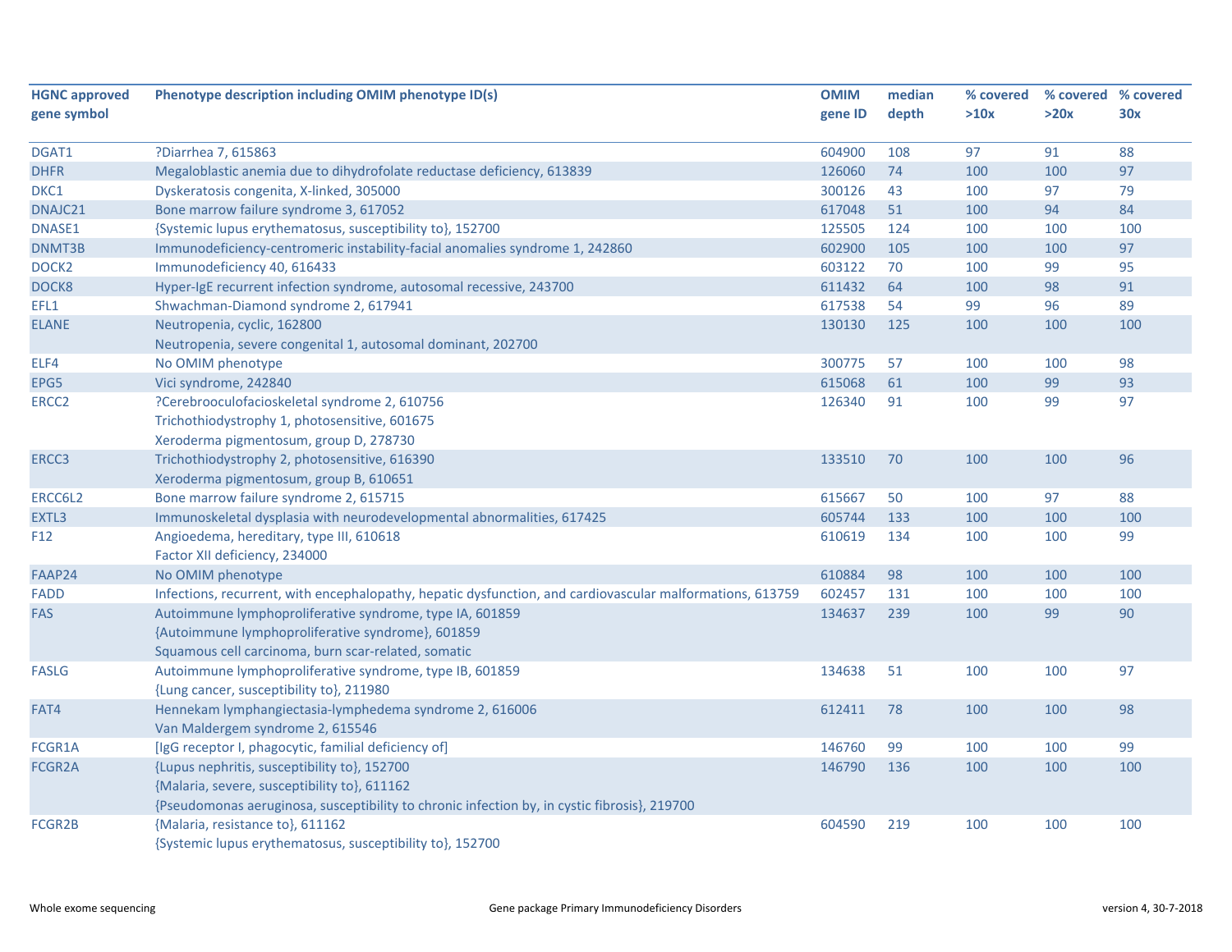| HGNC approved gene symbol | Phenotype description including OMIM phenotype ID(s) | OMIM gene ID | median depth | % covered >10x | % covered >20x | % covered 30x |
|---|---|---|---|---|---|---|
| DGAT1 | ?Diarrhea 7, 615863 | 604900 | 108 | 97 | 91 | 88 |
| DHFR | Megaloblastic anemia due to dihydrofolate reductase deficiency, 613839 | 126060 | 74 | 100 | 100 | 97 |
| DKC1 | Dyskeratosis congenita, X-linked, 305000 | 300126 | 43 | 100 | 97 | 79 |
| DNAJC21 | Bone marrow failure syndrome 3, 617052 | 617048 | 51 | 100 | 94 | 84 |
| DNASE1 | {Systemic lupus erythematosus, susceptibility to}, 152700 | 125505 | 124 | 100 | 100 | 100 |
| DNMT3B | Immunodeficiency-centromeric instability-facial anomalies syndrome 1, 242860 | 602900 | 105 | 100 | 100 | 97 |
| DOCK2 | Immunodeficiency 40, 616433 | 603122 | 70 | 100 | 99 | 95 |
| DOCK8 | Hyper-IgE recurrent infection syndrome, autosomal recessive, 243700 | 611432 | 64 | 100 | 98 | 91 |
| EFL1 | Shwachman-Diamond syndrome 2, 617941 | 617538 | 54 | 99 | 96 | 89 |
| ELANE | Neutropenia, cyclic, 162800<br>Neutropenia, severe congenital 1, autosomal dominant, 202700 | 130130 | 125 | 100 | 100 | 100 |
| ELF4 | No OMIM phenotype | 300775 | 57 | 100 | 100 | 98 |
| EPG5 | Vici syndrome, 242840 | 615068 | 61 | 100 | 99 | 93 |
| ERCC2 | ?Cerebrooculofacioskeletal syndrome 2, 610756<br>Trichothiodystrophy 1, photosensitive, 601675<br>Xeroderma pigmentosum, group D, 278730 | 126340 | 91 | 100 | 99 | 97 |
| ERCC3 | Trichothiodystrophy 2, photosensitive, 616390<br>Xeroderma pigmentosum, group B, 610651 | 133510 | 70 | 100 | 100 | 96 |
| ERCC6L2 | Bone marrow failure syndrome 2, 615715 | 615667 | 50 | 100 | 97 | 88 |
| EXTL3 | Immunoskeletal dysplasia with neurodevelopmental abnormalities, 617425 | 605744 | 133 | 100 | 100 | 100 |
| F12 | Angioedema, hereditary, type III, 610618<br>Factor XII deficiency, 234000 | 610619 | 134 | 100 | 100 | 99 |
| FAAP24 | No OMIM phenotype | 610884 | 98 | 100 | 100 | 100 |
| FADD | Infections, recurrent, with encephalopathy, hepatic dysfunction, and cardiovascular malformations, 613759 | 602457 | 131 | 100 | 100 | 100 |
| FAS | Autoimmune lymphoproliferative syndrome, type IA, 601859<br>{Autoimmune lymphoproliferative syndrome}, 601859<br>Squamous cell carcinoma, burn scar-related, somatic | 134637 | 239 | 100 | 99 | 90 |
| FASLG | Autoimmune lymphoproliferative syndrome, type IB, 601859<br>{Lung cancer, susceptibility to}, 211980 | 134638 | 51 | 100 | 100 | 97 |
| FAT4 | Hennekam lymphangiectasia-lymphedema syndrome 2, 616006<br>Van Maldergem syndrome 2, 615546 | 612411 | 78 | 100 | 100 | 98 |
| FCGR1A | [IgG receptor I, phagocytic, familial deficiency of] | 146760 | 99 | 100 | 100 | 99 |
| FCGR2A | {Lupus nephritis, susceptibility to}, 152700<br>{Malaria, severe, susceptibility to}, 611162<br>{Pseudomonas aeruginosa, susceptibility to chronic infection by, in cystic fibrosis}, 219700 | 146790 | 136 | 100 | 100 | 100 |
| FCGR2B | {Malaria, resistance to}, 611162<br>{Systemic lupus erythematosus, susceptibility to}, 152700 | 604590 | 219 | 100 | 100 | 100 |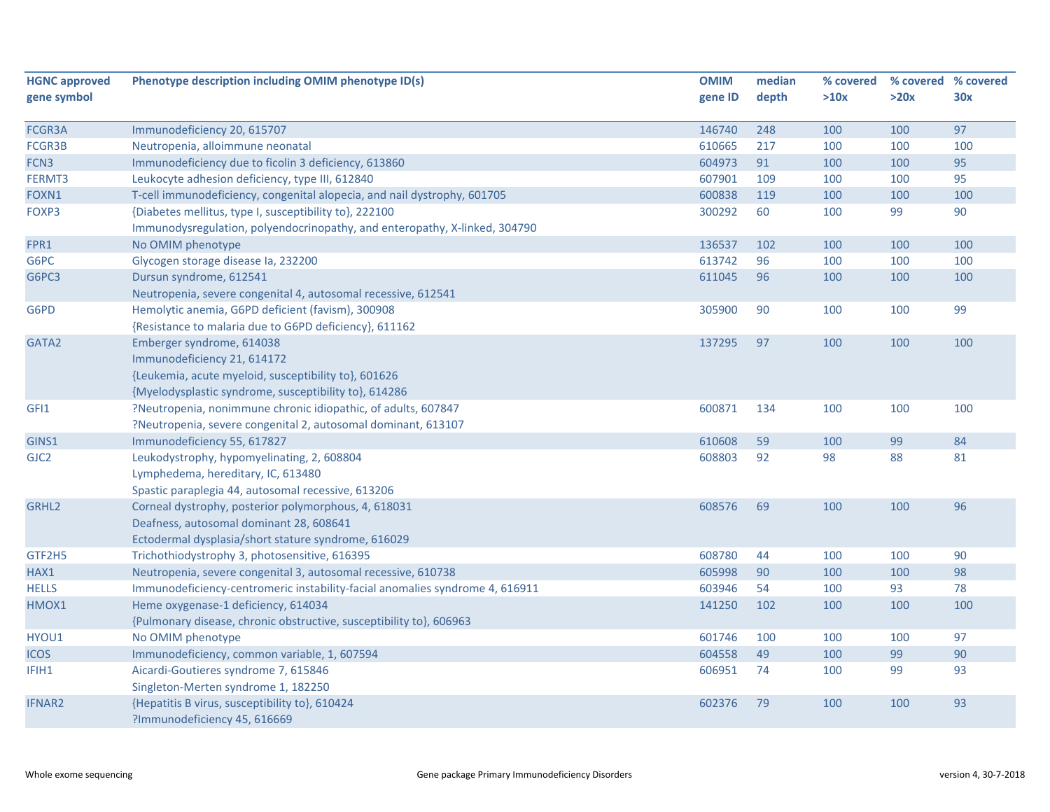| HGNC approved gene symbol | Phenotype description including OMIM phenotype ID(s) | OMIM gene ID | median depth | % covered >10x | % covered >20x | % covered 30x |
|---|---|---|---|---|---|---|
| FCGR3A | Immunodeficiency 20, 615707 | 146740 | 248 | 100 | 100 | 97 |
| FCGR3B | Neutropenia, alloimmune neonatal | 610665 | 217 | 100 | 100 | 100 |
| FCN3 | Immunodeficiency due to ficolin 3 deficiency, 613860 | 604973 | 91 | 100 | 100 | 95 |
| FERMT3 | Leukocyte adhesion deficiency, type III, 612840 | 607901 | 109 | 100 | 100 | 95 |
| FOXN1 | T-cell immunodeficiency, congenital alopecia, and nail dystrophy, 601705 | 600838 | 119 | 100 | 100 | 100 |
| FOXP3 | {Diabetes mellitus, type I, susceptibility to}, 222100<br>Immunodysregulation, polyendocrinopathy, and enteropathy, X-linked, 304790 | 300292 | 60 | 100 | 99 | 90 |
| FPR1 | No OMIM phenotype | 136537 | 102 | 100 | 100 | 100 |
| G6PC | Glycogen storage disease Ia, 232200 | 613742 | 96 | 100 | 100 | 100 |
| G6PC3 | Dursun syndrome, 612541<br>Neutropenia, severe congenital 4, autosomal recessive, 612541 | 611045 | 96 | 100 | 100 | 100 |
| G6PD | Hemolytic anemia, G6PD deficient (favism), 300908<br>{Resistance to malaria due to G6PD deficiency}, 611162 | 305900 | 90 | 100 | 100 | 99 |
| GATA2 | Emberger syndrome, 614038<br>Immunodeficiency 21, 614172<br>{Leukemia, acute myeloid, susceptibility to}, 601626<br>{Myelodysplastic syndrome, susceptibility to}, 614286 | 137295 | 97 | 100 | 100 | 100 |
| GFI1 | ?Neutropenia, nonimmune chronic idiopathic, of adults, 607847<br>?Neutropenia, severe congenital 2, autosomal dominant, 613107 | 600871 | 134 | 100 | 100 | 100 |
| GINS1 | Immunodeficiency 55, 617827 | 610608 | 59 | 100 | 99 | 84 |
| GJC2 | Leukodystrophy, hypomyelinating, 2, 608804<br>Lymphedema, hereditary, IC, 613480<br>Spastic paraplegia 44, autosomal recessive, 613206 | 608803 | 92 | 98 | 88 | 81 |
| GRHL2 | Corneal dystrophy, posterior polymorphous, 4, 618031<br>Deafness, autosomal dominant 28, 608641<br>Ectodermal dysplasia/short stature syndrome, 616029 | 608576 | 69 | 100 | 100 | 96 |
| GTF2H5 | Trichothiodystrophy 3, photosensitive, 616395 | 608780 | 44 | 100 | 100 | 90 |
| HAX1 | Neutropenia, severe congenital 3, autosomal recessive, 610738 | 605998 | 90 | 100 | 100 | 98 |
| HELLS | Immunodeficiency-centromeric instability-facial anomalies syndrome 4, 616911 | 603946 | 54 | 100 | 93 | 78 |
| HMOX1 | Heme oxygenase-1 deficiency, 614034<br>{Pulmonary disease, chronic obstructive, susceptibility to}, 606963 | 141250 | 102 | 100 | 100 | 100 |
| HYOU1 | No OMIM phenotype | 601746 | 100 | 100 | 100 | 97 |
| ICOS | Immunodeficiency, common variable, 1, 607594 | 604558 | 49 | 100 | 99 | 90 |
| IFIH1 | Aicardi-Goutieres syndrome 7, 615846<br>Singleton-Merten syndrome 1, 182250 | 606951 | 74 | 100 | 99 | 93 |
| IFNAR2 | {Hepatitis B virus, susceptibility to}, 610424<br>?Immunodeficiency 45, 616669 | 602376 | 79 | 100 | 100 | 93 |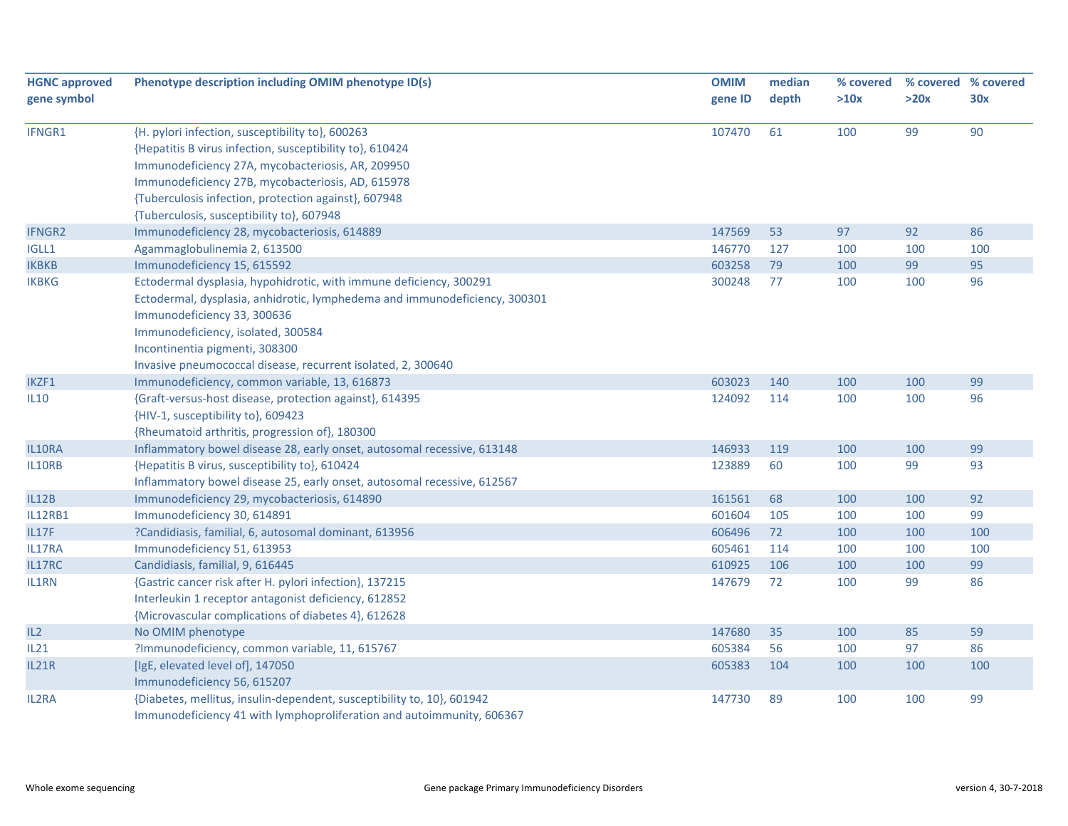| HGNC approved gene symbol | Phenotype description including OMIM phenotype ID(s) | OMIM gene ID | median depth | % covered >10x | % covered >20x | % covered 30x |
|---|---|---|---|---|---|---|
| IFNGR1 | {H. pylori infection, susceptibility to}, 600263<br>{Hepatitis B virus infection, susceptibility to}, 610424<br>Immunodeficiency 27A, mycobacteriosis, AR, 209950<br>Immunodeficiency 27B, mycobacteriosis, AD, 615978<br>{Tuberculosis infection, protection against}, 607948<br>{Tuberculosis, susceptibility to}, 607948 | 107470 | 61 | 100 | 99 | 90 |
| IFNGR2 | Immunodeficiency 28, mycobacteriosis, 614889 | 147569 | 53 | 97 | 92 | 86 |
| IGLL1 | Agammaglobulinemia 2, 613500 | 146770 | 127 | 100 | 100 | 100 |
| IKBKB | Immunodeficiency 15, 615592 | 603258 | 79 | 100 | 99 | 95 |
| IKBKG | Ectodermal dysplasia, hypohidrotic, with immune deficiency, 300291<br>Ectodermal, dysplasia, anhidrotic, lymphedema and immunodeficiency, 300301<br>Immunodeficiency 33, 300636<br>Immunodeficiency, isolated, 300584<br>Incontinentia pigmenti, 308300<br>Invasive pneumococcal disease, recurrent isolated, 2, 300640 | 300248 | 77 | 100 | 100 | 96 |
| IKZF1 | Immunodeficiency, common variable, 13, 616873 | 603023 | 140 | 100 | 100 | 99 |
| IL10 | {Graft-versus-host disease, protection against}, 614395<br>{HIV-1, susceptibility to}, 609423<br>{Rheumatoid arthritis, progression of}, 180300 | 124092 | 114 | 100 | 100 | 96 |
| IL10RA | Inflammatory bowel disease 28, early onset, autosomal recessive, 613148 | 146933 | 119 | 100 | 100 | 99 |
| IL10RB | {Hepatitis B virus, susceptibility to}, 610424<br>Inflammatory bowel disease 25, early onset, autosomal recessive, 612567 | 123889 | 60 | 100 | 99 | 93 |
| IL12B | Immunodeficiency 29, mycobacteriosis, 614890 | 161561 | 68 | 100 | 100 | 92 |
| IL12RB1 | Immunodeficiency 30, 614891 | 601604 | 105 | 100 | 100 | 99 |
| IL17F | ?Candidiasis, familial, 6, autosomal dominant, 613956 | 606496 | 72 | 100 | 100 | 100 |
| IL17RA | Immunodeficiency 51, 613953 | 605461 | 114 | 100 | 100 | 100 |
| IL17RC | Candidiasis, familial, 9, 616445 | 610925 | 106 | 100 | 100 | 99 |
| IL1RN | {Gastric cancer risk after H. pylori infection}, 137215<br>Interleukin 1 receptor antagonist deficiency, 612852<br>{Microvascular complications of diabetes 4}, 612628 | 147679 | 72 | 100 | 99 | 86 |
| IL2 | No OMIM phenotype | 147680 | 35 | 100 | 85 | 59 |
| IL21 | ?Immunodeficiency, common variable, 11, 615767 | 605384 | 56 | 100 | 97 | 86 |
| IL21R | [IgE, elevated level of], 147050<br>Immunodeficiency 56, 615207 | 605383 | 104 | 100 | 100 | 100 |
| IL2RA | {Diabetes, mellitus, insulin-dependent, susceptibility to, 10}, 601942<br>Immunodeficiency 41 with lymphoproliferation and autoimmunity, 606367 | 147730 | 89 | 100 | 100 | 99 |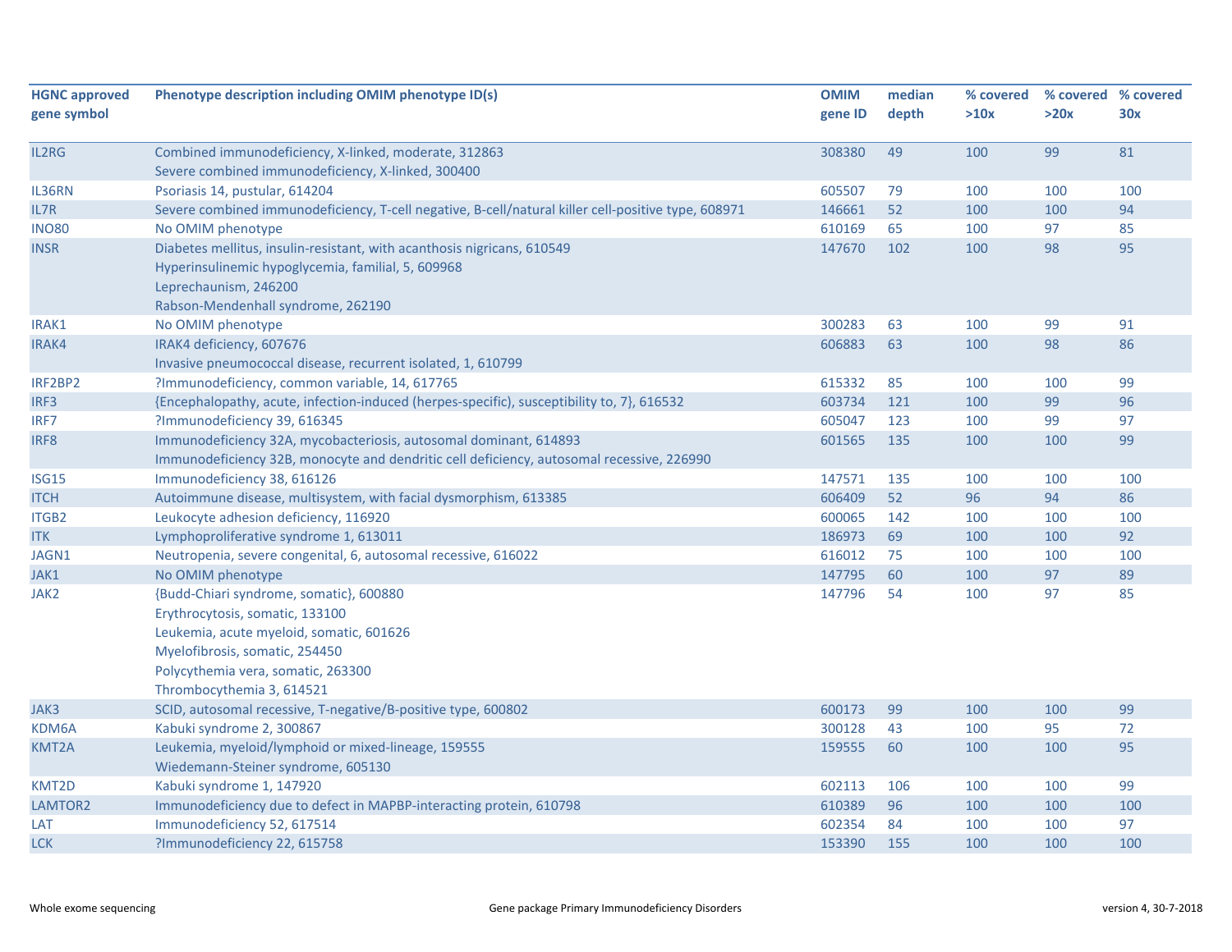| HGNC approved gene symbol | Phenotype description including OMIM phenotype ID(s) | OMIM gene ID | median depth | % covered >10x | % covered >20x | % covered 30x |
|---|---|---|---|---|---|---|
| IL2RG | Combined immunodeficiency, X-linked, moderate, 312863<br>Severe combined immunodeficiency, X-linked, 300400 | 308380 | 49 | 100 | 99 | 81 |
| IL36RN | Psoriasis 14, pustular, 614204 | 605507 | 79 | 100 | 100 | 100 |
| IL7R | Severe combined immunodeficiency, T-cell negative, B-cell/natural killer cell-positive type, 608971 | 146661 | 52 | 100 | 100 | 94 |
| INO80 | No OMIM phenotype | 610169 | 65 | 100 | 97 | 85 |
| INSR | Diabetes mellitus, insulin-resistant, with acanthosis nigricans, 610549<br>Hyperinsulinemic hypoglycemia, familial, 5, 609968<br>Leprechaunism, 246200<br>Rabson-Mendenhall syndrome, 262190 | 147670 | 102 | 100 | 98 | 95 |
| IRAK1 | No OMIM phenotype | 300283 | 63 | 100 | 99 | 91 |
| IRAK4 | IRAK4 deficiency, 607676<br>Invasive pneumococcal disease, recurrent isolated, 1, 610799 | 606883 | 63 | 100 | 98 | 86 |
| IRF2BP2 | ?Immunodeficiency, common variable, 14, 617765 | 615332 | 85 | 100 | 100 | 99 |
| IRF3 | {Encephalopathy, acute, infection-induced (herpes-specific), susceptibility to, 7}, 616532 | 603734 | 121 | 100 | 99 | 96 |
| IRF7 | ?Immunodeficiency 39, 616345 | 605047 | 123 | 100 | 99 | 97 |
| IRF8 | Immunodeficiency 32A, mycobacteriosis, autosomal dominant, 614893<br>Immunodeficiency 32B, monocyte and dendritic cell deficiency, autosomal recessive, 226990 | 601565 | 135 | 100 | 100 | 99 |
| ISG15 | Immunodeficiency 38, 616126 | 147571 | 135 | 100 | 100 | 100 |
| ITCH | Autoimmune disease, multisystem, with facial dysmorphism, 613385 | 606409 | 52 | 96 | 94 | 86 |
| ITGB2 | Leukocyte adhesion deficiency, 116920 | 600065 | 142 | 100 | 100 | 100 |
| ITK | Lymphoproliferative syndrome 1, 613011 | 186973 | 69 | 100 | 100 | 92 |
| JAGN1 | Neutropenia, severe congenital, 6, autosomal recessive, 616022 | 616012 | 75 | 100 | 100 | 100 |
| JAK1 | No OMIM phenotype | 147795 | 60 | 100 | 97 | 89 |
| JAK2 | {Budd-Chiari syndrome, somatic}, 600880<br>Erythrocytosis, somatic, 133100<br>Leukemia, acute myeloid, somatic, 601626<br>Myelofibrosis, somatic, 254450<br>Polycythemia vera, somatic, 263300<br>Thrombocythemia 3, 614521 | 147796 | 54 | 100 | 97 | 85 |
| JAK3 | SCID, autosomal recessive, T-negative/B-positive type, 600802 | 600173 | 99 | 100 | 100 | 99 |
| KDM6A | Kabuki syndrome 2, 300867 | 300128 | 43 | 100 | 95 | 72 |
| KMT2A | Leukemia, myeloid/lymphoid or mixed-lineage, 159555<br>Wiedemann-Steiner syndrome, 605130 | 159555 | 60 | 100 | 100 | 95 |
| KMT2D | Kabuki syndrome 1, 147920 | 602113 | 106 | 100 | 100 | 99 |
| LAMTOR2 | Immunodeficiency due to defect in MAPBP-interacting protein, 610798 | 610389 | 96 | 100 | 100 | 100 |
| LAT | Immunodeficiency 52, 617514 | 602354 | 84 | 100 | 100 | 97 |
| LCK | ?Immunodeficiency 22, 615758 | 153390 | 155 | 100 | 100 | 100 |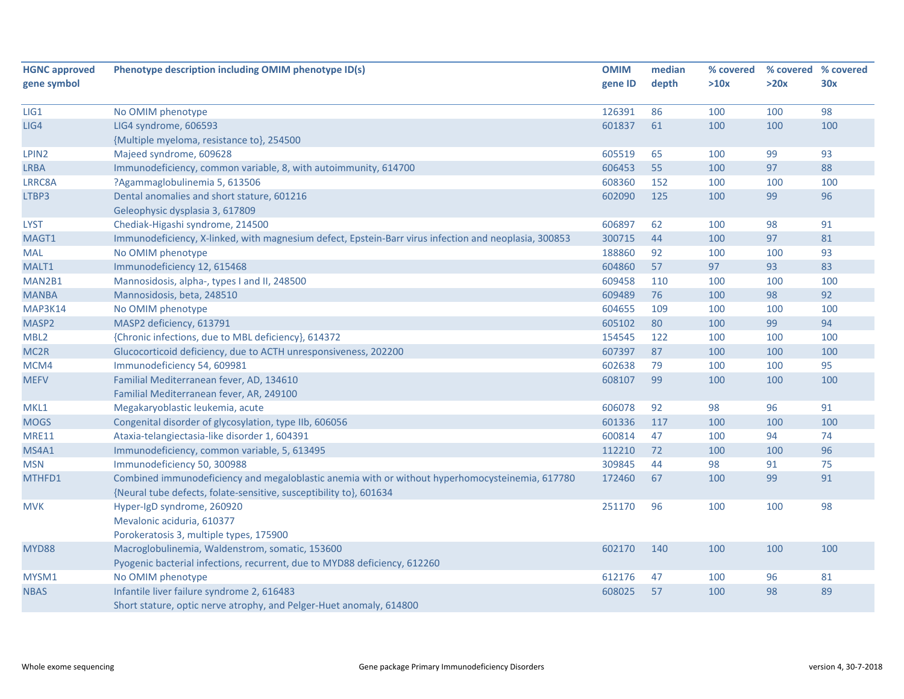| HGNC approved gene symbol | Phenotype description including OMIM phenotype ID(s) | OMIM gene ID | median depth | % covered >10x | % covered >20x | % covered 30x |
|---|---|---|---|---|---|---|
| LIG1 | No OMIM phenotype | 126391 | 86 | 100 | 100 | 98 |
| LIG4 | LIG4 syndrome, 606593<br>{Multiple myeloma, resistance to}, 254500 | 601837 | 61 | 100 | 100 | 100 |
| LPIN2 | Majeed syndrome, 609628 | 605519 | 65 | 100 | 99 | 93 |
| LRBA | Immunodeficiency, common variable, 8, with autoimmunity, 614700 | 606453 | 55 | 100 | 97 | 88 |
| LRRC8A | ?Agammaglobulinemia 5, 613506 | 608360 | 152 | 100 | 100 | 100 |
| LTBP3 | Dental anomalies and short stature, 601216<br>Geleophysic dysplasia 3, 617809 | 602090 | 125 | 100 | 99 | 96 |
| LYST | Chediak-Higashi syndrome, 214500 | 606897 | 62 | 100 | 98 | 91 |
| MAGT1 | Immunodeficiency, X-linked, with magnesium defect, Epstein-Barr virus infection and neoplasia, 300853 | 300715 | 44 | 100 | 97 | 81 |
| MAL | No OMIM phenotype | 188860 | 92 | 100 | 100 | 93 |
| MALT1 | Immunodeficiency 12, 615468 | 604860 | 57 | 97 | 93 | 83 |
| MAN2B1 | Mannosidosis, alpha-, types I and II, 248500 | 609458 | 110 | 100 | 100 | 100 |
| MANBA | Mannosidosis, beta, 248510 | 609489 | 76 | 100 | 98 | 92 |
| MAP3K14 | No OMIM phenotype | 604655 | 109 | 100 | 100 | 100 |
| MASP2 | MASP2 deficiency, 613791 | 605102 | 80 | 100 | 99 | 94 |
| MBL2 | {Chronic infections, due to MBL deficiency}, 614372 | 154545 | 122 | 100 | 100 | 100 |
| MC2R | Glucocorticoid deficiency, due to ACTH unresponsiveness, 202200 | 607397 | 87 | 100 | 100 | 100 |
| MCM4 | Immunodeficiency 54, 609981 | 602638 | 79 | 100 | 100 | 95 |
| MEFV | Familial Mediterranean fever, AD, 134610<br>Familial Mediterranean fever, AR, 249100 | 608107 | 99 | 100 | 100 | 100 |
| MKL1 | Megakaryoblastic leukemia, acute | 606078 | 92 | 98 | 96 | 91 |
| MOGS | Congenital disorder of glycosylation, type IIb, 606056 | 601336 | 117 | 100 | 100 | 100 |
| MRE11 | Ataxia-telangiectasia-like disorder 1, 604391 | 600814 | 47 | 100 | 94 | 74 |
| MS4A1 | Immunodeficiency, common variable, 5, 613495 | 112210 | 72 | 100 | 100 | 96 |
| MSN | Immunodeficiency 50, 300988 | 309845 | 44 | 98 | 91 | 75 |
| MTHFD1 | Combined immunodeficiency and megaloblastic anemia with or without hyperhomocysteinemia, 617780<br>{Neural tube defects, folate-sensitive, susceptibility to}, 601634 | 172460 | 67 | 100 | 99 | 91 |
| MVK | Hyper-IgD syndrome, 260920<br>Mevalonic aciduria, 610377<br>Porokeratosis 3, multiple types, 175900 | 251170 | 96 | 100 | 100 | 98 |
| MYD88 | Macroglobulinemia, Waldenstrom, somatic, 153600<br>Pyogenic bacterial infections, recurrent, due to MYD88 deficiency, 612260 | 602170 | 140 | 100 | 100 | 100 |
| MYSM1 | No OMIM phenotype | 612176 | 47 | 100 | 96 | 81 |
| NBAS | Infantile liver failure syndrome 2, 616483<br>Short stature, optic nerve atrophy, and Pelger-Huet anomaly, 614800 | 608025 | 57 | 100 | 98 | 89 |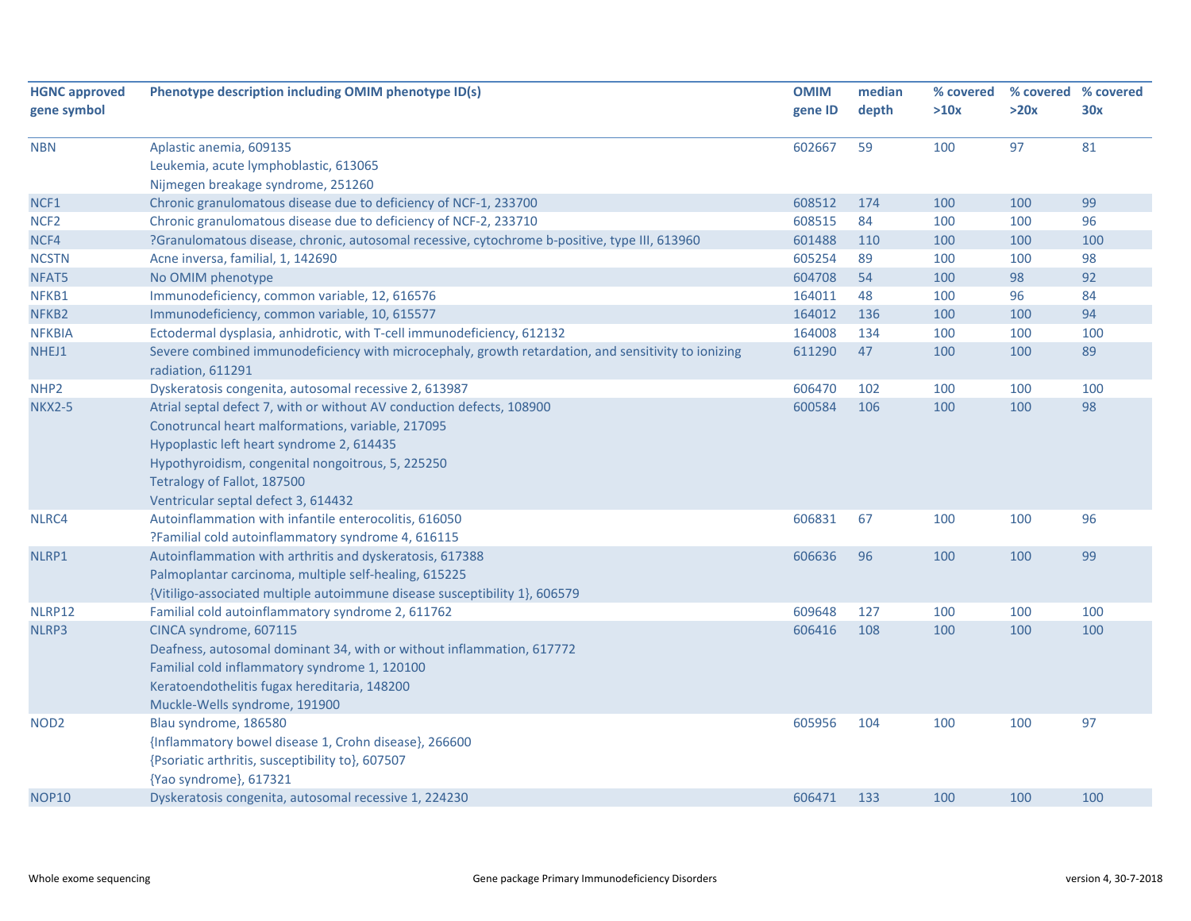| HGNC approved gene symbol | Phenotype description including OMIM phenotype ID(s) | OMIM gene ID | median depth | % covered >10x | % covered >20x | % covered 30x |
|---|---|---|---|---|---|---|
| NBN | Aplastic anemia, 609135<br>Leukemia, acute lymphoblastic, 613065<br>Nijmegen breakage syndrome, 251260 | 602667 | 59 | 100 | 97 | 81 |
| NCF1 | Chronic granulomatous disease due to deficiency of NCF-1, 233700 | 608512 | 174 | 100 | 100 | 99 |
| NCF2 | Chronic granulomatous disease due to deficiency of NCF-2, 233710 | 608515 | 84 | 100 | 100 | 96 |
| NCF4 | ?Granulomatous disease, chronic, autosomal recessive, cytochrome b-positive, type III, 613960 | 601488 | 110 | 100 | 100 | 100 |
| NCSTN | Acne inversa, familial, 1, 142690 | 605254 | 89 | 100 | 100 | 98 |
| NFAT5 | No OMIM phenotype | 604708 | 54 | 100 | 98 | 92 |
| NFKB1 | Immunodeficiency, common variable, 12, 616576 | 164011 | 48 | 100 | 96 | 84 |
| NFKB2 | Immunodeficiency, common variable, 10, 615577 | 164012 | 136 | 100 | 100 | 94 |
| NFKBIA | Ectodermal dysplasia, anhidrotic, with T-cell immunodeficiency, 612132 | 164008 | 134 | 100 | 100 | 100 |
| NHEJ1 | Severe combined immunodeficiency with microcephaly, growth retardation, and sensitivity to ionizing radiation, 611291 | 611290 | 47 | 100 | 100 | 89 |
| NHP2 | Dyskeratosis congenita, autosomal recessive 2, 613987 | 606470 | 102 | 100 | 100 | 100 |
| NKX2-5 | Atrial septal defect 7, with or without AV conduction defects, 108900<br>Conotruncal heart malformations, variable, 217095<br>Hypoplastic left heart syndrome 2, 614435<br>Hypothyroidism, congenital nongoitrous, 5, 225250<br>Tetralogy of Fallot, 187500<br>Ventricular septal defect 3, 614432 | 600584 | 106 | 100 | 100 | 98 |
| NLRC4 | Autoinflammation with infantile enterocolitis, 616050<br>?Familial cold autoinflammatory syndrome 4, 616115 | 606831 | 67 | 100 | 100 | 96 |
| NLRP1 | Autoinflammation with arthritis and dyskeratosis, 617388<br>Palmoplantar carcinoma, multiple self-healing, 615225<br>{Vitiligo-associated multiple autoimmune disease susceptibility 1}, 606579 | 606636 | 96 | 100 | 100 | 99 |
| NLRP12 | Familial cold autoinflammatory syndrome 2, 611762 | 609648 | 127 | 100 | 100 | 100 |
| NLRP3 | CINCA syndrome, 607115<br>Deafness, autosomal dominant 34, with or without inflammation, 617772<br>Familial cold inflammatory syndrome 1, 120100<br>Keratoendothelitis fugax hereditaria, 148200<br>Muckle-Wells syndrome, 191900 | 606416 | 108 | 100 | 100 | 100 |
| NOD2 | Blau syndrome, 186580<br>{Inflammatory bowel disease 1, Crohn disease}, 266600<br>{Psoriatic arthritis, susceptibility to}, 607507<br>{Yao syndrome}, 617321 | 605956 | 104 | 100 | 100 | 97 |
| NOP10 | Dyskeratosis congenita, autosomal recessive 1, 224230 | 606471 | 133 | 100 | 100 | 100 |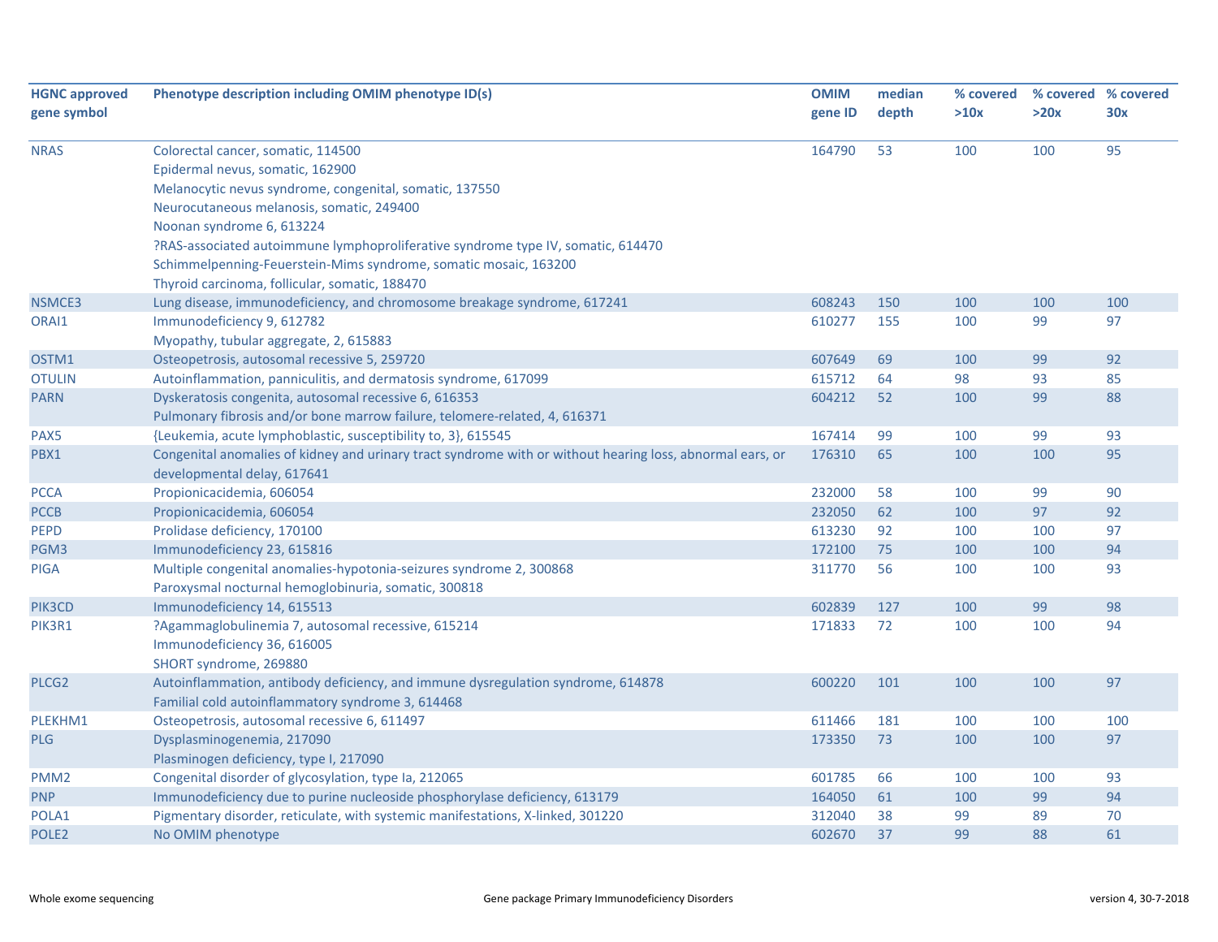| HGNC approved gene symbol | Phenotype description including OMIM phenotype ID(s) | OMIM gene ID | median depth | % covered >10x | % covered >20x | % covered 30x |
|---|---|---|---|---|---|---|
| NRAS | Colorectal cancer, somatic, 114500<br>Epidermal nevus, somatic, 162900<br>Melanocytic nevus syndrome, congenital, somatic, 137550<br>Neurocutaneous melanosis, somatic, 249400<br>Noonan syndrome 6, 613224<br>?RAS-associated autoimmune lymphoproliferative syndrome type IV, somatic, 614470<br>Schimmelpenning-Feuerstein-Mims syndrome, somatic mosaic, 163200<br>Thyroid carcinoma, follicular, somatic, 188470 | 164790 | 53 | 100 | 100 | 95 |
| NSMCE3 | Lung disease, immunodeficiency, and chromosome breakage syndrome, 617241 | 608243 | 150 | 100 | 100 | 100 |
| ORAI1 | Immunodeficiency 9, 612782<br>Myopathy, tubular aggregate, 2, 615883 | 610277 | 155 | 100 | 99 | 97 |
| OSTM1 | Osteopetrosis, autosomal recessive 5, 259720 | 607649 | 69 | 100 | 99 | 92 |
| OTULIN | Autoinflammation, panniculitis, and dermatosis syndrome, 617099 | 615712 | 64 | 98 | 93 | 85 |
| PARN | Dyskeratosis congenita, autosomal recessive 6, 616353<br>Pulmonary fibrosis and/or bone marrow failure, telomere-related, 4, 616371 | 604212 | 52 | 100 | 99 | 88 |
| PAX5 | {Leukemia, acute lymphoblastic, susceptibility to, 3}, 615545 | 167414 | 99 | 100 | 99 | 93 |
| PBX1 | Congenital anomalies of kidney and urinary tract syndrome with or without hearing loss, abnormal ears, or developmental delay, 617641 | 176310 | 65 | 100 | 100 | 95 |
| PCCA | Propionicacidemia, 606054 | 232000 | 58 | 100 | 99 | 90 |
| PCCB | Propionicacidemia, 606054 | 232050 | 62 | 100 | 97 | 92 |
| PEPD | Prolidase deficiency, 170100 | 613230 | 92 | 100 | 100 | 97 |
| PGM3 | Immunodeficiency 23, 615816 | 172100 | 75 | 100 | 100 | 94 |
| PIGA | Multiple congenital anomalies-hypotonia-seizures syndrome 2, 300868<br>Paroxysmal nocturnal hemoglobinuria, somatic, 300818 | 311770 | 56 | 100 | 100 | 93 |
| PIK3CD | Immunodeficiency 14, 615513 | 602839 | 127 | 100 | 99 | 98 |
| PIK3R1 | ?Agammaglobulinemia 7, autosomal recessive, 615214<br>Immunodeficiency 36, 616005<br>SHORT syndrome, 269880 | 171833 | 72 | 100 | 100 | 94 |
| PLCG2 | Autoinflammation, antibody deficiency, and immune dysregulation syndrome, 614878<br>Familial cold autoinflammatory syndrome 3, 614468 | 600220 | 101 | 100 | 100 | 97 |
| PLEKHM1 | Osteopetrosis, autosomal recessive 6, 611497 | 611466 | 181 | 100 | 100 | 100 |
| PLG | Dysplasminogenemia, 217090<br>Plasminogen deficiency, type I, 217090 | 173350 | 73 | 100 | 100 | 97 |
| PMM2 | Congenital disorder of glycosylation, type Ia, 212065 | 601785 | 66 | 100 | 100 | 93 |
| PNP | Immunodeficiency due to purine nucleoside phosphorylase deficiency, 613179 | 164050 | 61 | 100 | 99 | 94 |
| POLA1 | Pigmentary disorder, reticulate, with systemic manifestations, X-linked, 301220 | 312040 | 38 | 99 | 89 | 70 |
| POLE2 | No OMIM phenotype | 602670 | 37 | 99 | 88 | 61 |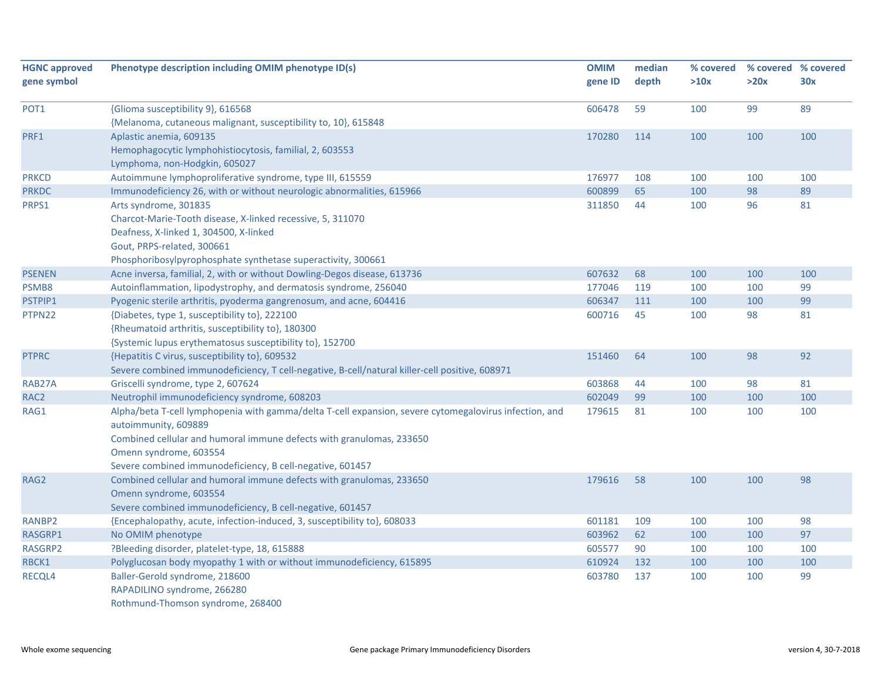| HGNC approved gene symbol | Phenotype description including OMIM phenotype ID(s) | OMIM gene ID | median depth | % covered >10x | % covered >20x | % covered 30x |
|---|---|---|---|---|---|---|
| POT1 | {Glioma susceptibility 9}, 616568<br>{Melanoma, cutaneous malignant, susceptibility to, 10}, 615848 | 606478 | 59 | 100 | 99 | 89 |
| PRF1 | Aplastic anemia, 609135<br>Hemophagocytic lymphohistiocytosis, familial, 2, 603553<br>Lymphoma, non-Hodgkin, 605027 | 170280 | 114 | 100 | 100 | 100 |
| PRKCD | Autoimmune lymphoproliferative syndrome, type III, 615559 | 176977 | 108 | 100 | 100 | 100 |
| PRKDC | Immunodeficiency 26, with or without neurologic abnormalities, 615966 | 600899 | 65 | 100 | 98 | 89 |
| PRPS1 | Arts syndrome, 301835<br>Charcot-Marie-Tooth disease, X-linked recessive, 5, 311070<br>Deafness, X-linked 1, 304500, X-linked<br>Gout, PRPS-related, 300661<br>Phosphoribosylpyrophosphate synthetase superactivity, 300661 | 311850 | 44 | 100 | 96 | 81 |
| PSENEN | Acne inversa, familial, 2, with or without Dowling-Degos disease, 613736 | 607632 | 68 | 100 | 100 | 100 |
| PSMB8 | Autoinflammation, lipodystrophy, and dermatosis syndrome, 256040 | 177046 | 119 | 100 | 100 | 99 |
| PSTPIP1 | Pyogenic sterile arthritis, pyoderma gangrenosum, and acne, 604416 | 606347 | 111 | 100 | 100 | 99 |
| PTPN22 | {Diabetes, type 1, susceptibility to}, 222100<br>{Rheumatoid arthritis, susceptibility to}, 180300<br>{Systemic lupus erythematosus susceptibility to}, 152700 | 600716 | 45 | 100 | 98 | 81 |
| PTPRC | {Hepatitis C virus, susceptibility to}, 609532<br>Severe combined immunodeficiency, T cell-negative, B-cell/natural killer-cell positive, 608971 | 151460 | 64 | 100 | 98 | 92 |
| RAB27A | Griscelli syndrome, type 2, 607624 | 603868 | 44 | 100 | 98 | 81 |
| RAC2 | Neutrophil immunodeficiency syndrome, 608203 | 602049 | 99 | 100 | 100 | 100 |
| RAG1 | Alpha/beta T-cell lymphopenia with gamma/delta T-cell expansion, severe cytomegalovirus infection, and autoimmunity, 609889<br>Combined cellular and humoral immune defects with granulomas, 233650<br>Omenn syndrome, 603554<br>Severe combined immunodeficiency, B cell-negative, 601457 | 179615 | 81 | 100 | 100 | 100 |
| RAG2 | Combined cellular and humoral immune defects with granulomas, 233650<br>Omenn syndrome, 603554<br>Severe combined immunodeficiency, B cell-negative, 601457 | 179616 | 58 | 100 | 100 | 98 |
| RANBP2 | {Encephalopathy, acute, infection-induced, 3, susceptibility to}, 608033 | 601181 | 109 | 100 | 100 | 98 |
| RASGRP1 | No OMIM phenotype | 603962 | 62 | 100 | 100 | 97 |
| RASGRP2 | ?Bleeding disorder, platelet-type, 18, 615888 | 605577 | 90 | 100 | 100 | 100 |
| RBCK1 | Polyglucosan body myopathy 1 with or without immunodeficiency, 615895 | 610924 | 132 | 100 | 100 | 100 |
| RECQL4 | Baller-Gerold syndrome, 218600<br>RAPADILINO syndrome, 266280<br>Rothmund-Thomson syndrome, 268400 | 603780 | 137 | 100 | 100 | 99 |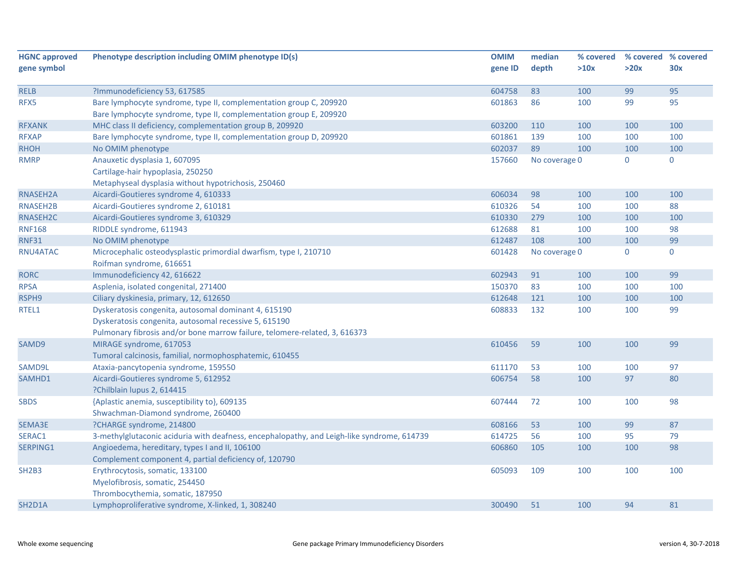| HGNC approved gene symbol | Phenotype description including OMIM phenotype ID(s) | OMIM gene ID | median depth | % covered >10x | % covered >20x | % covered 30x |
|---|---|---|---|---|---|---|
| RELB | ?Immunodeficiency 53, 617585 | 604758 | 83 | 100 | 99 | 95 |
| RFX5 | Bare lymphocyte syndrome, type II, complementation group C, 209920<br>Bare lymphocyte syndrome, type II, complementation group E, 209920 | 601863 | 86 | 100 | 99 | 95 |
| RFXANK | MHC class II deficiency, complementation group B, 209920 | 603200 | 110 | 100 | 100 | 100 |
| RFXAP | Bare lymphocyte syndrome, type II, complementation group D, 209920 | 601861 | 139 | 100 | 100 | 100 |
| RHOH | No OMIM phenotype | 602037 | 89 | 100 | 100 | 100 |
| RMRP | Anauxetic dysplasia 1, 607095<br>Cartilage-hair hypoplasia, 250250<br>Metaphyseal dysplasia without hypotrichosis, 250460 | 157660 | No coverage | 0 | 0 | 0 |
| RNASEH2A | Aicardi-Goutieres syndrome 4, 610333 | 606034 | 98 | 100 | 100 | 100 |
| RNASEH2B | Aicardi-Goutieres syndrome 2, 610181 | 610326 | 54 | 100 | 100 | 88 |
| RNASEH2C | Aicardi-Goutieres syndrome 3, 610329 | 610330 | 279 | 100 | 100 | 100 |
| RNF168 | RIDDLE syndrome, 611943 | 612688 | 81 | 100 | 100 | 98 |
| RNF31 | No OMIM phenotype | 612487 | 108 | 100 | 100 | 99 |
| RNU4ATAC | Microcephalic osteodysplastic primordial dwarfism, type I, 210710<br>Roifman syndrome, 616651 | 601428 | No coverage | 0 | 0 | 0 |
| RORC | Immunodeficiency 42, 616622 | 602943 | 91 | 100 | 100 | 99 |
| RPSA | Asplenia, isolated congenital, 271400 | 150370 | 83 | 100 | 100 | 100 |
| RSPH9 | Ciliary dyskinesia, primary, 12, 612650 | 612648 | 121 | 100 | 100 | 100 |
| RTEL1 | Dyskeratosis congenita, autosomal dominant 4, 615190<br>Dyskeratosis congenita, autosomal recessive 5, 615190<br>Pulmonary fibrosis and/or bone marrow failure, telomere-related, 3, 616373 | 608833 | 132 | 100 | 100 | 99 |
| SAMD9 | MIRAGE syndrome, 617053<br>Tumoral calcinosis, familial, normophosphatemic, 610455 | 610456 | 59 | 100 | 100 | 99 |
| SAMD9L | Ataxia-pancytopenia syndrome, 159550 | 611170 | 53 | 100 | 100 | 97 |
| SAMHD1 | Aicardi-Goutieres syndrome 5, 612952<br>?Chilblain lupus 2, 614415 | 606754 | 58 | 100 | 97 | 80 |
| SBDS | {Aplastic anemia, susceptibility to}, 609135<br>Shwachman-Diamond syndrome, 260400 | 607444 | 72 | 100 | 100 | 98 |
| SEMA3E | ?CHARGE syndrome, 214800 | 608166 | 53 | 100 | 99 | 87 |
| SERAC1 | 3-methylglutaconic aciduria with deafness, encephalopathy, and Leigh-like syndrome, 614739 | 614725 | 56 | 100 | 95 | 79 |
| SERPING1 | Angioedema, hereditary, types I and II, 106100<br>Complement component 4, partial deficiency of, 120790 | 606860 | 105 | 100 | 100 | 98 |
| SH2B3 | Erythrocytosis, somatic, 133100<br>Myelofibrosis, somatic, 254450<br>Thrombocythemia, somatic, 187950 | 605093 | 109 | 100 | 100 | 100 |
| SH2D1A | Lymphoproliferative syndrome, X-linked, 1, 308240 | 300490 | 51 | 100 | 94 | 81 |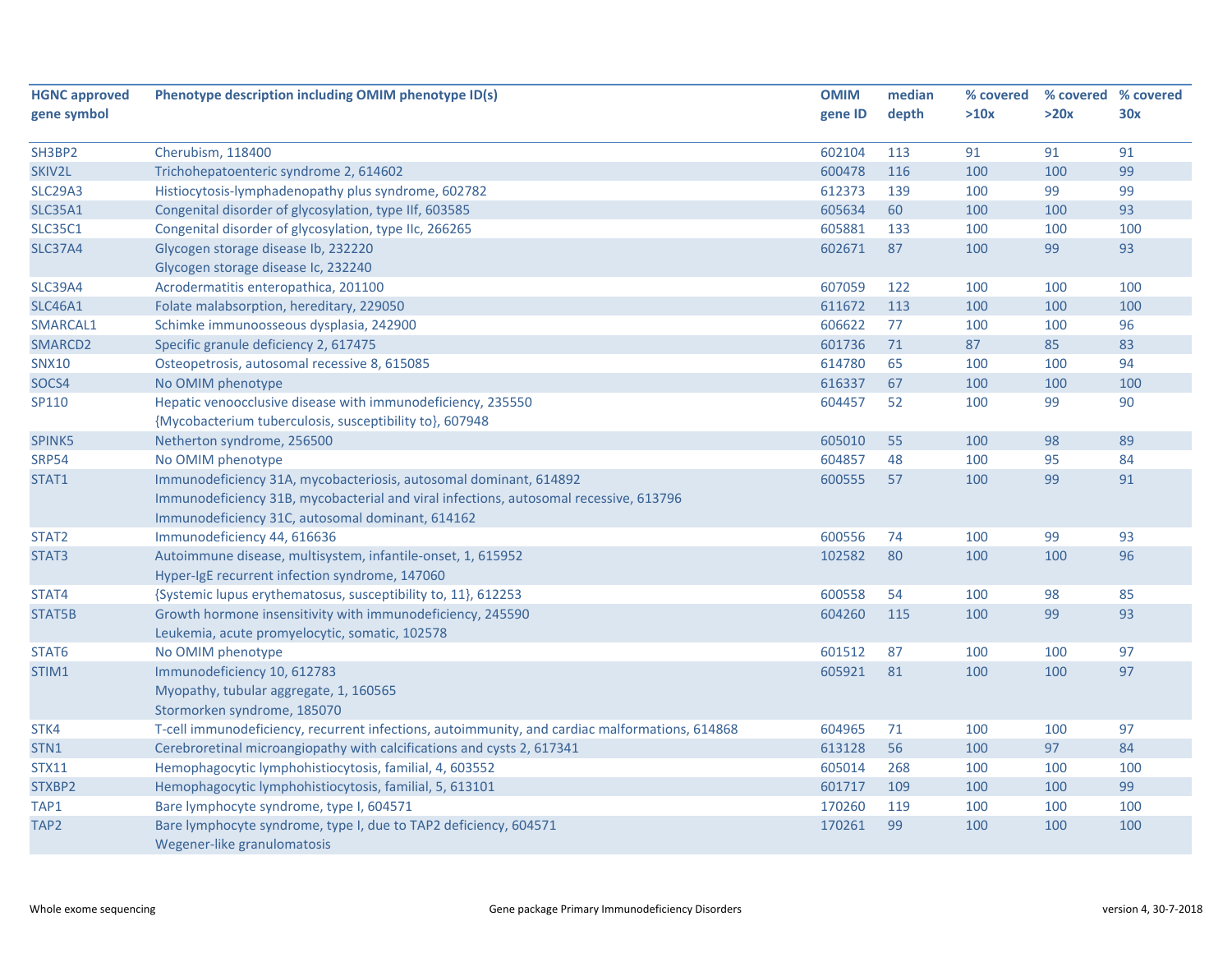| HGNC approved gene symbol | Phenotype description including OMIM phenotype ID(s) | OMIM gene ID | median depth | % covered >10x | % covered >20x | % covered 30x |
|---|---|---|---|---|---|---|
| SH3BP2 | Cherubism, 118400 | 602104 | 113 | 91 | 91 | 91 |
| SKIV2L | Trichohepatoenteric syndrome 2, 614602 | 600478 | 116 | 100 | 100 | 99 |
| SLC29A3 | Histiocytosis-lymphadenopathy plus syndrome, 602782 | 612373 | 139 | 100 | 99 | 99 |
| SLC35A1 | Congenital disorder of glycosylation, type IIf, 603585 | 605634 | 60 | 100 | 100 | 93 |
| SLC35C1 | Congenital disorder of glycosylation, type IIc, 266265 | 605881 | 133 | 100 | 100 | 100 |
| SLC37A4 | Glycogen storage disease Ib, 232220<br>Glycogen storage disease Ic, 232240 | 602671 | 87 | 100 | 99 | 93 |
| SLC39A4 | Acrodermatitis enteropathica, 201100 | 607059 | 122 | 100 | 100 | 100 |
| SLC46A1 | Folate malabsorption, hereditary, 229050 | 611672 | 113 | 100 | 100 | 100 |
| SMARCAL1 | Schimke immunoosseous dysplasia, 242900 | 606622 | 77 | 100 | 100 | 96 |
| SMARCD2 | Specific granule deficiency 2, 617475 | 601736 | 71 | 87 | 85 | 83 |
| SNX10 | Osteopetrosis, autosomal recessive 8, 615085 | 614780 | 65 | 100 | 100 | 94 |
| SOCS4 | No OMIM phenotype | 616337 | 67 | 100 | 100 | 100 |
| SP110 | Hepatic venoocclusive disease with immunodeficiency, 235550<br>{Mycobacterium tuberculosis, susceptibility to}, 607948 | 604457 | 52 | 100 | 99 | 90 |
| SPINK5 | Netherton syndrome, 256500 | 605010 | 55 | 100 | 98 | 89 |
| SRP54 | No OMIM phenotype | 604857 | 48 | 100 | 95 | 84 |
| STAT1 | Immunodeficiency 31A, mycobacteriosis, autosomal dominant, 614892<br>Immunodeficiency 31B, mycobacterial and viral infections, autosomal recessive, 613796<br>Immunodeficiency 31C, autosomal dominant, 614162 | 600555 | 57 | 100 | 99 | 91 |
| STAT2 | Immunodeficiency 44, 616636 | 600556 | 74 | 100 | 99 | 93 |
| STAT3 | Autoimmune disease, multisystem, infantile-onset, 1, 615952<br>Hyper-IgE recurrent infection syndrome, 147060 | 102582 | 80 | 100 | 100 | 96 |
| STAT4 | {Systemic lupus erythematosus, susceptibility to, 11}, 612253 | 600558 | 54 | 100 | 98 | 85 |
| STAT5B | Growth hormone insensitivity with immunodeficiency, 245590<br>Leukemia, acute promyelocytic, somatic, 102578 | 604260 | 115 | 100 | 99 | 93 |
| STAT6 | No OMIM phenotype | 601512 | 87 | 100 | 100 | 97 |
| STIM1 | Immunodeficiency 10, 612783<br>Myopathy, tubular aggregate, 1, 160565<br>Stormorken syndrome, 185070 | 605921 | 81 | 100 | 100 | 97 |
| STK4 | T-cell immunodeficiency, recurrent infections, autoimmunity, and cardiac malformations, 614868 | 604965 | 71 | 100 | 100 | 97 |
| STN1 | Cerebroretinal microangiopathy with calcifications and cysts 2, 617341 | 613128 | 56 | 100 | 97 | 84 |
| STX11 | Hemophagocytic lymphohistiocytosis, familial, 4, 603552 | 605014 | 268 | 100 | 100 | 100 |
| STXBP2 | Hemophagocytic lymphohistiocytosis, familial, 5, 613101 | 601717 | 109 | 100 | 100 | 99 |
| TAP1 | Bare lymphocyte syndrome, type I, 604571 | 170260 | 119 | 100 | 100 | 100 |
| TAP2 | Bare lymphocyte syndrome, type I, due to TAP2 deficiency, 604571<br>Wegener-like granulomatosis | 170261 | 99 | 100 | 100 | 100 |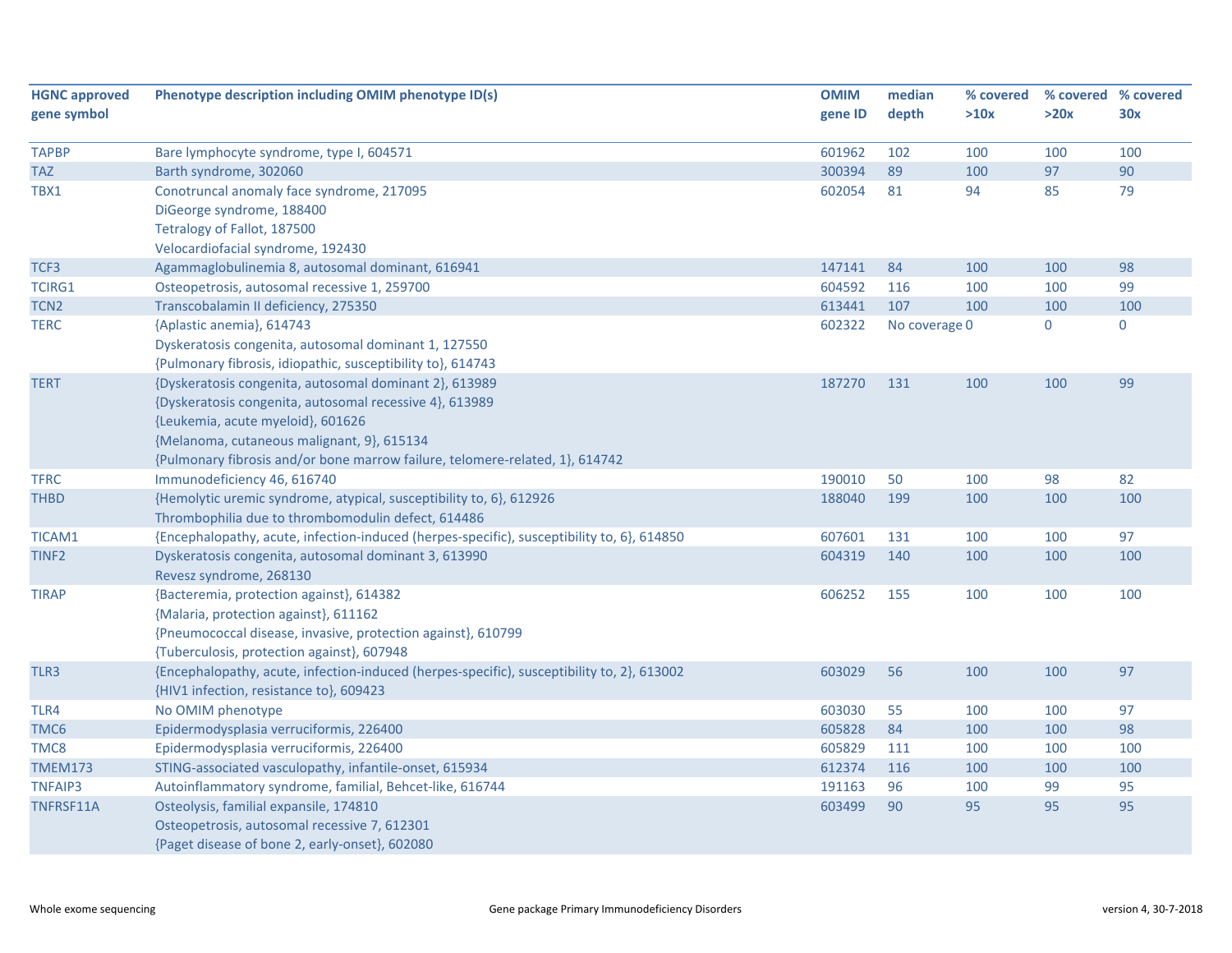| HGNC approved gene symbol | Phenotype description including OMIM phenotype ID(s) | OMIM gene ID | median depth | % covered >10x | % covered >20x | % covered 30x |
|---|---|---|---|---|---|---|
| TAPBP | Bare lymphocyte syndrome, type I, 604571 | 601962 | 102 | 100 | 100 | 100 |
| TAZ | Barth syndrome, 302060 | 300394 | 89 | 100 | 97 | 90 |
| TBX1 | Conotruncal anomaly face syndrome, 217095<br>DiGeorge syndrome, 188400<br>Tetralogy of Fallot, 187500<br>Velocardiofacial syndrome, 192430 | 602054 | 81 | 94 | 85 | 79 |
| TCF3 | Agammaglobulinemia 8, autosomal dominant, 616941 | 147141 | 84 | 100 | 100 | 98 |
| TCIRG1 | Osteopetrosis, autosomal recessive 1, 259700 | 604592 | 116 | 100 | 100 | 99 |
| TCN2 | Transcobalamin II deficiency, 275350 | 613441 | 107 | 100 | 100 | 100 |
| TERC | {Aplastic anemia}, 614743<br>Dyskeratosis congenita, autosomal dominant 1, 127550<br>{Pulmonary fibrosis, idiopathic, susceptibility to}, 614743 | 602322 | No coverage | 0 | 0 | 0 |
| TERT | {Dyskeratosis congenita, autosomal dominant 2}, 613989<br>{Dyskeratosis congenita, autosomal recessive 4}, 613989<br>{Leukemia, acute myeloid}, 601626<br>{Melanoma, cutaneous malignant, 9}, 615134<br>{Pulmonary fibrosis and/or bone marrow failure, telomere-related, 1}, 614742 | 187270 | 131 | 100 | 100 | 99 |
| TFRC | Immunodeficiency 46, 616740 | 190010 | 50 | 100 | 98 | 82 |
| THBD | {Hemolytic uremic syndrome, atypical, susceptibility to, 6}, 612926<br>Thrombophilia due to thrombomodulin defect, 614486 | 188040 | 199 | 100 | 100 | 100 |
| TICAM1 | {Encephalopathy, acute, infection-induced (herpes-specific), susceptibility to, 6}, 614850 | 607601 | 131 | 100 | 100 | 97 |
| TINF2 | Dyskeratosis congenita, autosomal dominant 3, 613990<br>Revesz syndrome, 268130 | 604319 | 140 | 100 | 100 | 100 |
| TIRAP | {Bacteremia, protection against}, 614382<br>{Malaria, protection against}, 611162<br>{Pneumococcal disease, invasive, protection against}, 610799<br>{Tuberculosis, protection against}, 607948 | 606252 | 155 | 100 | 100 | 100 |
| TLR3 | {Encephalopathy, acute, infection-induced (herpes-specific), susceptibility to, 2}, 613002<br>{HIV1 infection, resistance to}, 609423 | 603029 | 56 | 100 | 100 | 97 |
| TLR4 | No OMIM phenotype | 603030 | 55 | 100 | 100 | 97 |
| TMC6 | Epidermodysplasia verruciformis, 226400 | 605828 | 84 | 100 | 100 | 98 |
| TMC8 | Epidermodysplasia verruciformis, 226400 | 605829 | 111 | 100 | 100 | 100 |
| TMEM173 | STING-associated vasculopathy, infantile-onset, 615934 | 612374 | 116 | 100 | 100 | 100 |
| TNFAIP3 | Autoinflammatory syndrome, familial, Behcet-like, 616744 | 191163 | 96 | 100 | 99 | 95 |
| TNFRSF11A | Osteolysis, familial expansile, 174810<br>Osteopetrosis, autosomal recessive 7, 612301<br>{Paget disease of bone 2, early-onset}, 602080 | 603499 | 90 | 95 | 95 | 95 |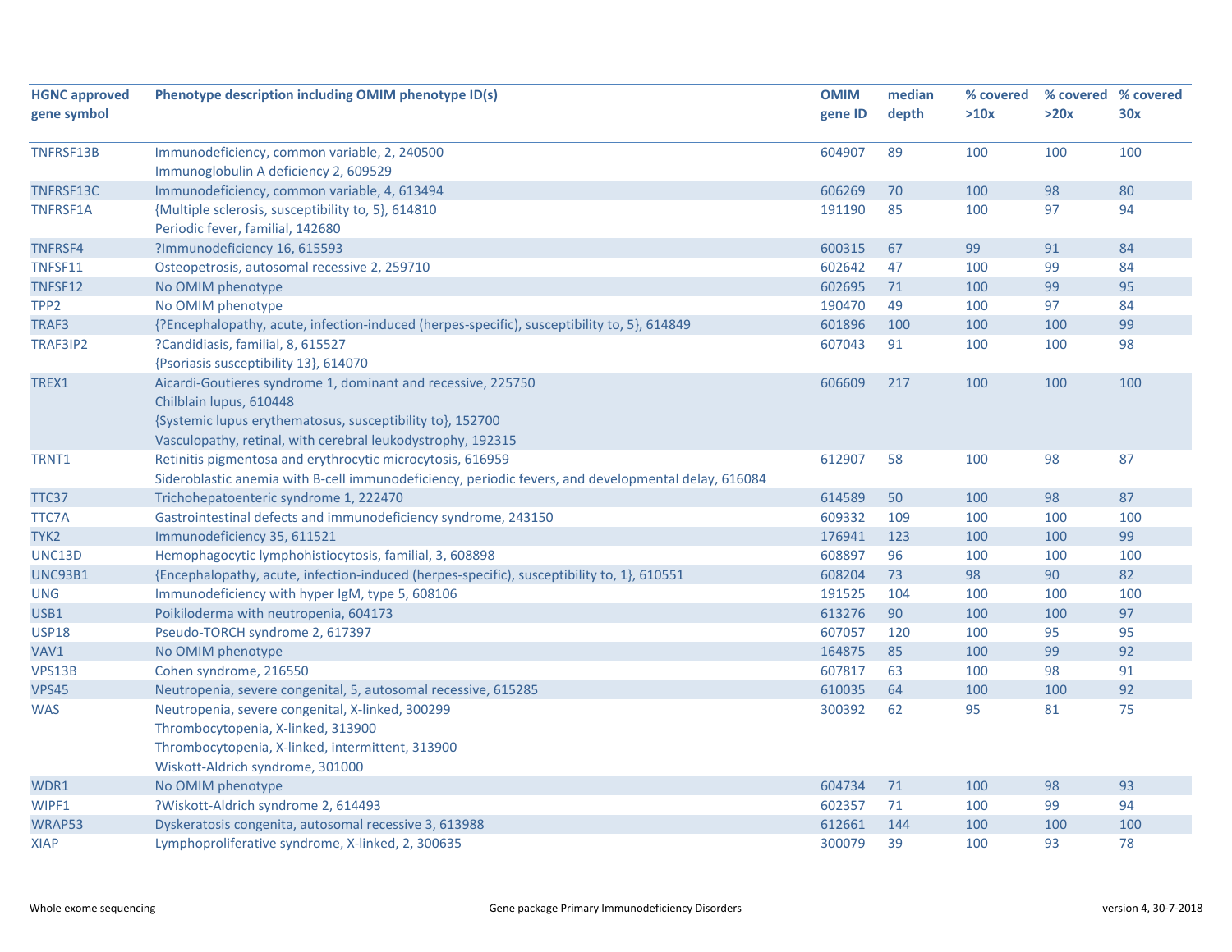| HGNC approved gene symbol | Phenotype description including OMIM phenotype ID(s) | OMIM gene ID | median depth | % covered >10x | % covered >20x | % covered 30x |
|---|---|---|---|---|---|---|
| TNFRSF13B | Immunodeficiency, common variable, 2, 240500<br>Immunoglobulin A deficiency 2, 609529 | 604907 | 89 | 100 | 100 | 100 |
| TNFRSF13C | Immunodeficiency, common variable, 4, 613494 | 606269 | 70 | 100 | 98 | 80 |
| TNFRSF1A | {Multiple sclerosis, susceptibility to, 5}, 614810<br>Periodic fever, familial, 142680 | 191190 | 85 | 100 | 97 | 94 |
| TNFRSF4 | ?Immunodeficiency 16, 615593 | 600315 | 67 | 99 | 91 | 84 |
| TNFSF11 | Osteopetrosis, autosomal recessive 2, 259710 | 602642 | 47 | 100 | 99 | 84 |
| TNFSF12 | No OMIM phenotype | 602695 | 71 | 100 | 99 | 95 |
| TPP2 | No OMIM phenotype | 190470 | 49 | 100 | 97 | 84 |
| TRAF3 | {?Encephalopathy, acute, infection-induced (herpes-specific), susceptibility to, 5}, 614849 | 601896 | 100 | 100 | 100 | 99 |
| TRAF3IP2 | ?Candidiasis, familial, 8, 615527<br>{Psoriasis susceptibility 13}, 614070 | 607043 | 91 | 100 | 100 | 98 |
| TREX1 | Aicardi-Goutieres syndrome 1, dominant and recessive, 225750<br>Chilblain lupus, 610448<br>{Systemic lupus erythematosus, susceptibility to}, 152700<br>Vasculopathy, retinal, with cerebral leukodystrophy, 192315 | 606609 | 217 | 100 | 100 | 100 |
| TRNT1 | Retinitis pigmentosa and erythrocytic microcytosis, 616959<br>Sideroblastic anemia with B-cell immunodeficiency, periodic fevers, and developmental delay, 616084 | 612907 | 58 | 100 | 98 | 87 |
| TTC37 | Trichohepatoenteric syndrome 1, 222470 | 614589 | 50 | 100 | 98 | 87 |
| TTC7A | Gastrointestinal defects and immunodeficiency syndrome, 243150 | 609332 | 109 | 100 | 100 | 100 |
| TYK2 | Immunodeficiency 35, 611521 | 176941 | 123 | 100 | 100 | 99 |
| UNC13D | Hemophagocytic lymphohistiocytosis, familial, 3, 608898 | 608897 | 96 | 100 | 100 | 100 |
| UNC93B1 | {Encephalopathy, acute, infection-induced (herpes-specific), susceptibility to, 1}, 610551 | 608204 | 73 | 98 | 90 | 82 |
| UNG | Immunodeficiency with hyper IgM, type 5, 608106 | 191525 | 104 | 100 | 100 | 100 |
| USB1 | Poikiloderma with neutropenia, 604173 | 613276 | 90 | 100 | 100 | 97 |
| USP18 | Pseudo-TORCH syndrome 2, 617397 | 607057 | 120 | 100 | 95 | 95 |
| VAV1 | No OMIM phenotype | 164875 | 85 | 100 | 99 | 92 |
| VPS13B | Cohen syndrome, 216550 | 607817 | 63 | 100 | 98 | 91 |
| VPS45 | Neutropenia, severe congenital, 5, autosomal recessive, 615285 | 610035 | 64 | 100 | 100 | 92 |
| WAS | Neutropenia, severe congenital, X-linked, 300299<br>Thrombocytopenia, X-linked, 313900<br>Thrombocytopenia, X-linked, intermittent, 313900<br>Wiskott-Aldrich syndrome, 301000 | 300392 | 62 | 95 | 81 | 75 |
| WDR1 | No OMIM phenotype | 604734 | 71 | 100 | 98 | 93 |
| WIPF1 | ?Wiskott-Aldrich syndrome 2, 614493 | 602357 | 71 | 100 | 99 | 94 |
| WRAP53 | Dyskeratosis congenita, autosomal recessive 3, 613988 | 612661 | 144 | 100 | 100 | 100 |
| XIAP | Lymphoproliferative syndrome, X-linked, 2, 300635 | 300079 | 39 | 100 | 93 | 78 |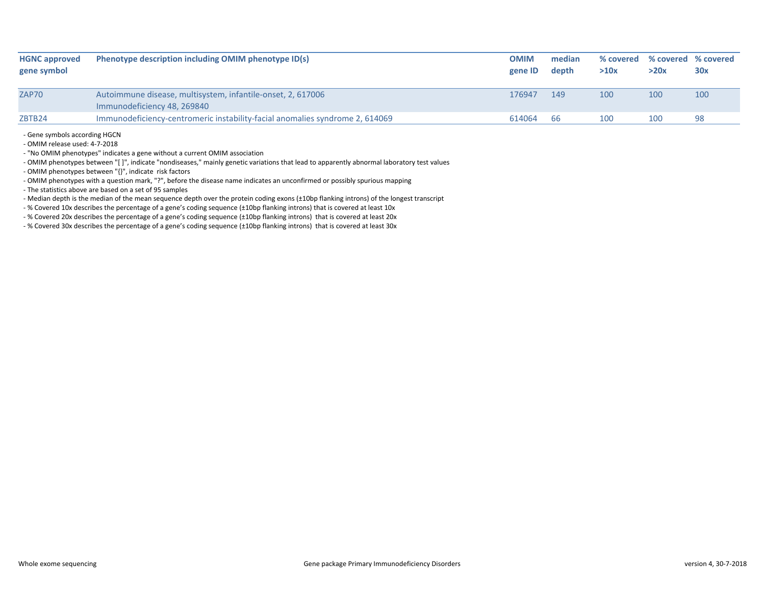| HGNC approved gene symbol | Phenotype description including OMIM phenotype ID(s) | OMIM gene ID | median depth | % covered >10x | % covered >20x | % covered 30x |
|---|---|---|---|---|---|---|
| ZAP70 | Autoimmune disease, multisystem, infantile-onset, 2, 617006<br>Immunodeficiency 48, 269840 | 176947 | 149 | 100 | 100 | 100 |
| ZBTB24 | Immunodeficiency-centromeric instability-facial anomalies syndrome 2, 614069 | 614064 | 66 | 100 | 100 | 98 |

- Gene symbols according HGCN
- OMIM release used: 4-7-2018
- "No OMIM phenotypes" indicates a gene without a current OMIM association
- OMIM phenotypes between "[ ]", indicate "nondiseases," mainly genetic variations that lead to apparently abnormal laboratory test values
- OMIM phenotypes between "{}", indicate risk factors
- OMIM phenotypes with a question mark, "?", before the disease name indicates an unconfirmed or possibly spurious mapping
- The statistics above are based on a set of 95 samples
- Median depth is the median of the mean sequence depth over the protein coding exons (±10bp flanking introns) of the longest transcript
- % Covered 10x describes the percentage of a gene's coding sequence (±10bp flanking introns) that is covered at least 10x
- % Covered 20x describes the percentage of a gene's coding sequence (±10bp flanking introns) that is covered at least 20x
- % Covered 30x describes the percentage of a gene's coding sequence (±10bp flanking introns) that is covered at least 30x